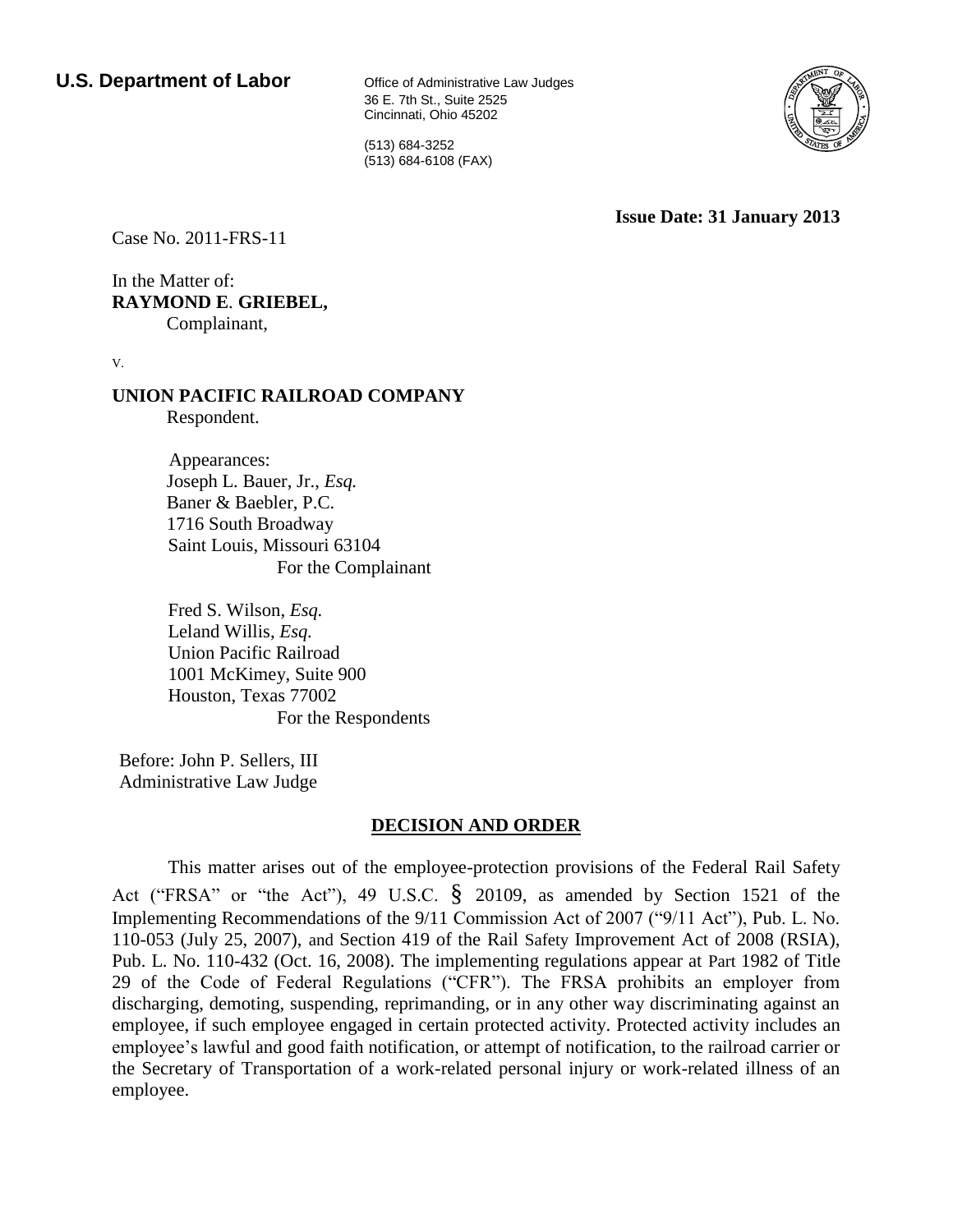**U.S. Department of Labor**

Office of Administrative Law Judges
36 E. 7th St., Suite 2525
Cincinnati, Ohio 45202

(513) 684-3252
(513) 684-6108 (FAX)

**Issue Date: 31 January 2013**

Case No. 2011-FRS-11

In the Matter of:
**RAYMOND E. GRIEBEL,**
Complainant,

v.

**UNION PACIFIC RAILROAD COMPANY**
Respondent.

Appearances:
Joseph L. Bauer, Jr., *Esq.*
Baner & Baebler, P.C.
1716 South Broadway
Saint Louis, Missouri 63104
For the Complainant

Fred S. Wilson, *Esq.*
Leland Willis, *Esq.*
Union Pacific Railroad
1001 McKimey, Suite 900
Houston, Texas 77002
For the Respondents

Before: John P. Sellers, III
Administrative Law Judge

## DECISION AND ORDER

This matter arises out of the employee-protection provisions of the Federal Rail Safety Act ("FRSA" or "the Act"), 49 U.S.C. § 20109, as amended by Section 1521 of the Implementing Recommendations of the 9/11 Commission Act of 2007 ("9/11 Act"), Pub. L. No. 110-053 (July 25, 2007), and Section 419 of the Rail Safety Improvement Act of 2008 (RSIA), Pub. L. No. 110-432 (Oct. 16, 2008). The implementing regulations appear at Part 1982 of Title 29 of the Code of Federal Regulations ("CFR"). The FRSA prohibits an employer from discharging, demoting, suspending, reprimanding, or in any other way discriminating against an employee, if such employee engaged in certain protected activity. Protected activity includes an employee's lawful and good faith notification, or attempt of notification, to the railroad carrier or the Secretary of Transportation of a work-related personal injury or work-related illness of an employee.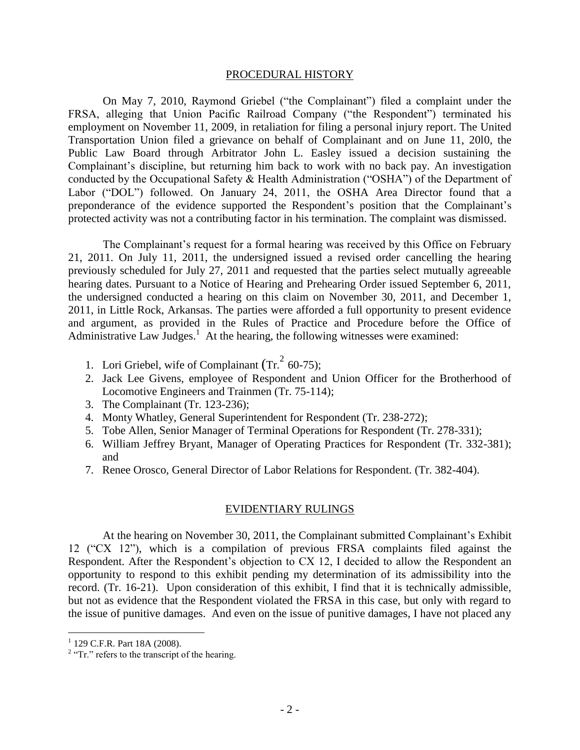## PROCEDURAL HISTORY

On May 7, 2010, Raymond Griebel ("the Complainant") filed a complaint under the FRSA, alleging that Union Pacific Railroad Company ("the Respondent") terminated his employment on November 11, 2009, in retaliation for filing a personal injury report. The United Transportation Union filed a grievance on behalf of Complainant and on June 11, 20l0, the Public Law Board through Arbitrator John L. Easley issued a decision sustaining the Complainant's discipline, but returning him back to work with no back pay. An investigation conducted by the Occupational Safety & Health Administration ("OSHA") of the Department of Labor ("DOL") followed. On January 24, 2011, the OSHA Area Director found that a preponderance of the evidence supported the Respondent's position that the Complainant's protected activity was not a contributing factor in his termination. The complaint was dismissed.

The Complainant's request for a formal hearing was received by this Office on February 21, 2011. On July 11, 2011, the undersigned issued a revised order cancelling the hearing previously scheduled for July 27, 2011 and requested that the parties select mutually agreeable hearing dates. Pursuant to a Notice of Hearing and Prehearing Order issued September 6, 2011, the undersigned conducted a hearing on this claim on November 30, 2011, and December 1, 2011, in Little Rock, Arkansas. The parties were afforded a full opportunity to present evidence and argument, as provided in the Rules of Practice and Procedure before the Office of Administrative Law Judges.[1] At the hearing, the following witnesses were examined:

1. Lori Griebel, wife of Complainant (Tr.[2] 60-75);
2. Jack Lee Givens, employee of Respondent and Union Officer for the Brotherhood of Locomotive Engineers and Trainmen (Tr. 75-114);
3. The Complainant (Tr. 123-236);
4. Monty Whatley, General Superintendent for Respondent (Tr. 238-272);
5. Tobe Allen, Senior Manager of Terminal Operations for Respondent (Tr. 278-331);
6. William Jeffrey Bryant, Manager of Operating Practices for Respondent (Tr. 332-381); and
7. Renee Orosco, General Director of Labor Relations for Respondent. (Tr. 382-404).

## EVIDENTIARY RULINGS

At the hearing on November 30, 2011, the Complainant submitted Complainant's Exhibit 12 ("CX 12"), which is a compilation of previous FRSA complaints filed against the Respondent. After the Respondent's objection to CX 12, I decided to allow the Respondent an opportunity to respond to this exhibit pending my determination of its admissibility into the record. (Tr. 16-21). Upon consideration of this exhibit, I find that it is technically admissible, but not as evidence that the Respondent violated the FRSA in this case, but only with regard to the issue of punitive damages. And even on the issue of punitive damages, I have not placed any

---

[1] 129 C.F.R. Part 18A (2008).

[2] "Tr." refers to the transcript of the hearing.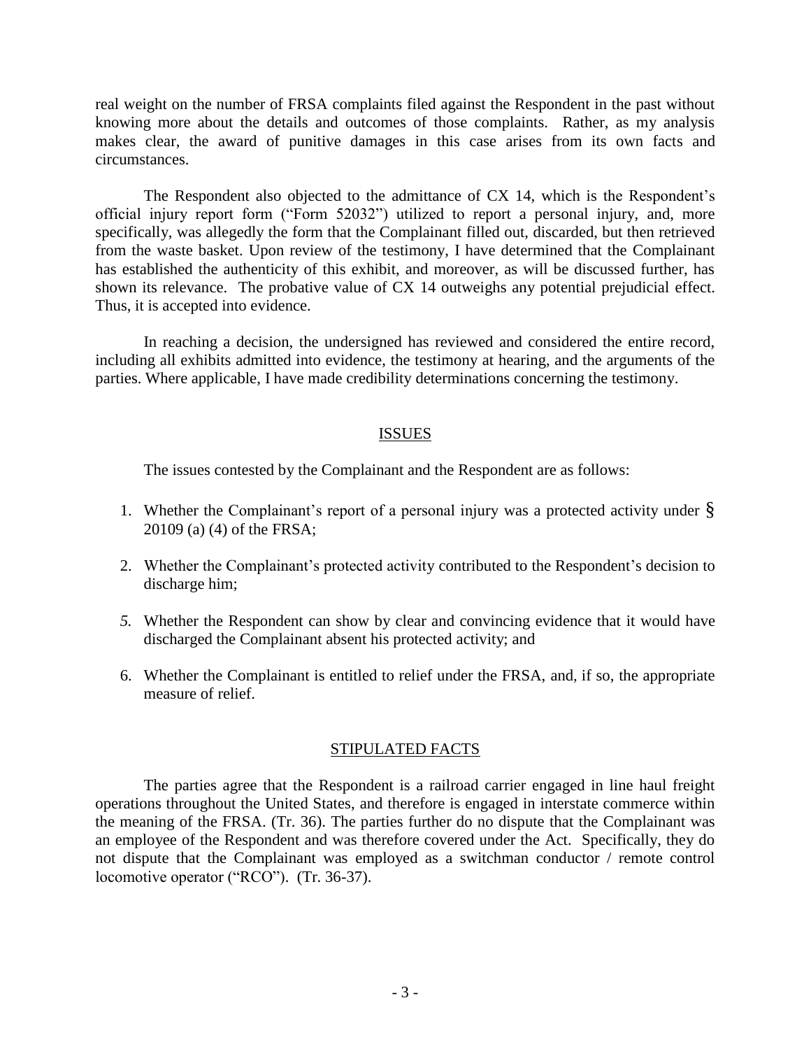real weight on the number of FRSA complaints filed against the Respondent in the past without knowing more about the details and outcomes of those complaints. Rather, as my analysis makes clear, the award of punitive damages in this case arises from its own facts and circumstances.

The Respondent also objected to the admittance of CX 14, which is the Respondent's official injury report form ("Form 52032") utilized to report a personal injury, and, more specifically, was allegedly the form that the Complainant filled out, discarded, but then retrieved from the waste basket. Upon review of the testimony, I have determined that the Complainant has established the authenticity of this exhibit, and moreover, as will be discussed further, has shown its relevance. The probative value of CX 14 outweighs any potential prejudicial effect. Thus, it is accepted into evidence.

In reaching a decision, the undersigned has reviewed and considered the entire record, including all exhibits admitted into evidence, the testimony at hearing, and the arguments of the parties. Where applicable, I have made credibility determinations concerning the testimony.

## ISSUES

The issues contested by the Complainant and the Respondent are as follows:

1. Whether the Complainant's report of a personal injury was a protected activity under § 20109 (a) (4) of the FRSA;

2. Whether the Complainant's protected activity contributed to the Respondent's decision to discharge him;

5. Whether the Respondent can show by clear and convincing evidence that it would have discharged the Complainant absent his protected activity; and

6. Whether the Complainant is entitled to relief under the FRSA, and, if so, the appropriate measure of relief.

## STIPULATED FACTS

The parties agree that the Respondent is a railroad carrier engaged in line haul freight operations throughout the United States, and therefore is engaged in interstate commerce within the meaning of the FRSA. (Tr. 36). The parties further do no dispute that the Complainant was an employee of the Respondent and was therefore covered under the Act. Specifically, they do not dispute that the Complainant was employed as a switchman conductor / remote control locomotive operator ("RCO"). (Tr. 36-37).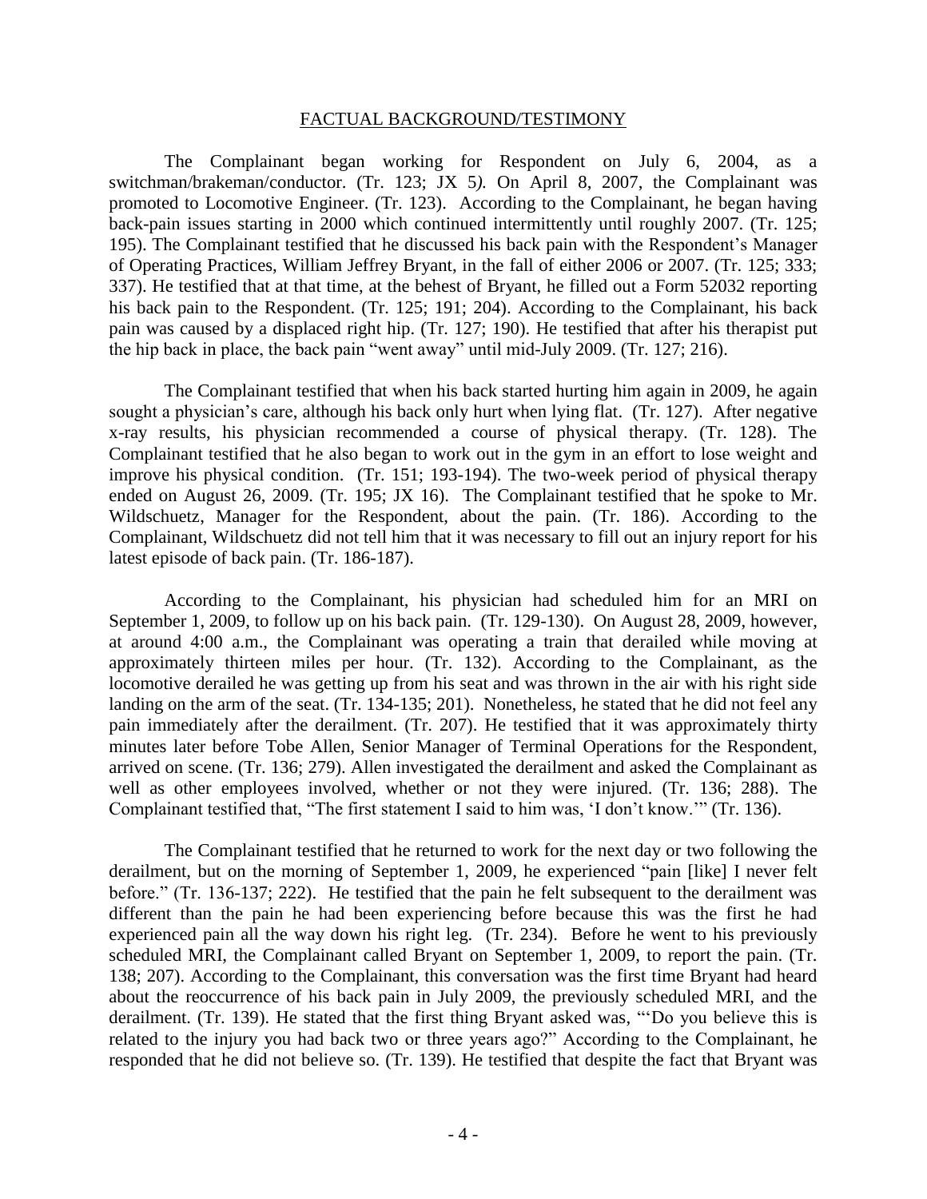## FACTUAL BACKGROUND/TESTIMONY

The Complainant began working for Respondent on July 6, 2004, as a switchman/brakeman/conductor. (Tr. 123; JX 5*).* On April 8, 2007, the Complainant was promoted to Locomotive Engineer. (Tr. 123). According to the Complainant, he began having back-pain issues starting in 2000 which continued intermittently until roughly 2007. (Tr. 125; 195). The Complainant testified that he discussed his back pain with the Respondent's Manager of Operating Practices, William Jeffrey Bryant, in the fall of either 2006 or 2007. (Tr. 125; 333; 337). He testified that at that time, at the behest of Bryant, he filled out a Form 52032 reporting his back pain to the Respondent. (Tr. 125; 191; 204). According to the Complainant, his back pain was caused by a displaced right hip. (Tr. 127; 190). He testified that after his therapist put the hip back in place, the back pain "went away" until mid-July 2009. (Tr. 127; 216).

The Complainant testified that when his back started hurting him again in 2009, he again sought a physician's care, although his back only hurt when lying flat. (Tr. 127). After negative x-ray results, his physician recommended a course of physical therapy. (Tr. 128). The Complainant testified that he also began to work out in the gym in an effort to lose weight and improve his physical condition. (Tr. 151; 193-194). The two-week period of physical therapy ended on August 26, 2009. (Tr. 195; JX 16). The Complainant testified that he spoke to Mr. Wildschuetz, Manager for the Respondent, about the pain. (Tr. 186). According to the Complainant, Wildschuetz did not tell him that it was necessary to fill out an injury report for his latest episode of back pain. (Tr. 186-187).

According to the Complainant, his physician had scheduled him for an MRI on September 1, 2009, to follow up on his back pain. (Tr. 129-130). On August 28, 2009, however, at around 4:00 a.m., the Complainant was operating a train that derailed while moving at approximately thirteen miles per hour. (Tr. 132). According to the Complainant, as the locomotive derailed he was getting up from his seat and was thrown in the air with his right side landing on the arm of the seat. (Tr. 134-135; 201). Nonetheless, he stated that he did not feel any pain immediately after the derailment. (Tr. 207). He testified that it was approximately thirty minutes later before Tobe Allen, Senior Manager of Terminal Operations for the Respondent, arrived on scene. (Tr. 136; 279). Allen investigated the derailment and asked the Complainant as well as other employees involved, whether or not they were injured. (Tr. 136; 288). The Complainant testified that, "The first statement I said to him was, 'I don't know.'" (Tr. 136).

The Complainant testified that he returned to work for the next day or two following the derailment, but on the morning of September 1, 2009, he experienced "pain [like] I never felt before." (Tr. 136-137; 222). He testified that the pain he felt subsequent to the derailment was different than the pain he had been experiencing before because this was the first he had experienced pain all the way down his right leg. (Tr. 234). Before he went to his previously scheduled MRI, the Complainant called Bryant on September 1, 2009, to report the pain. (Tr. 138; 207). According to the Complainant, this conversation was the first time Bryant had heard about the reoccurrence of his back pain in July 2009, the previously scheduled MRI, and the derailment. (Tr. 139). He stated that the first thing Bryant asked was, "'Do you believe this is related to the injury you had back two or three years ago?" According to the Complainant, he responded that he did not believe so. (Tr. 139). He testified that despite the fact that Bryant was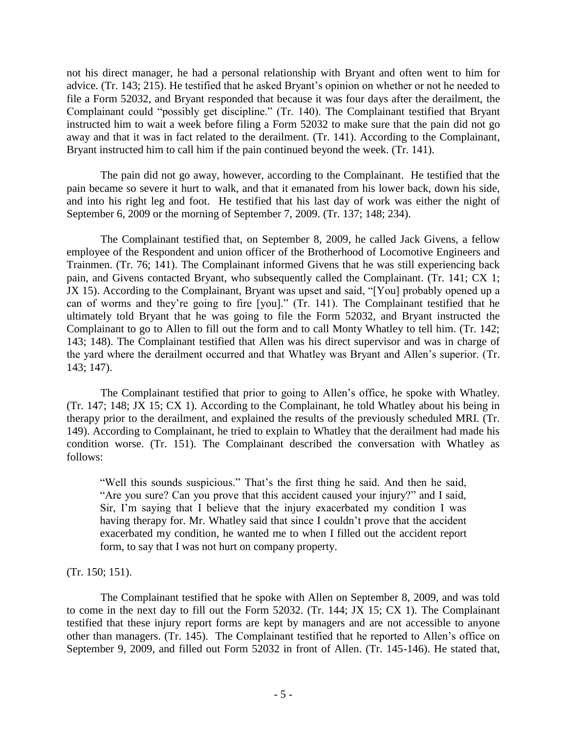not his direct manager, he had a personal relationship with Bryant and often went to him for advice. (Tr. 143; 215). He testified that he asked Bryant's opinion on whether or not he needed to file a Form 52032, and Bryant responded that because it was four days after the derailment, the Complainant could "possibly get discipline." (Tr. 140). The Complainant testified that Bryant instructed him to wait a week before filing a Form 52032 to make sure that the pain did not go away and that it was in fact related to the derailment. (Tr. 141). According to the Complainant, Bryant instructed him to call him if the pain continued beyond the week. (Tr. 141).

The pain did not go away, however, according to the Complainant. He testified that the pain became so severe it hurt to walk, and that it emanated from his lower back, down his side, and into his right leg and foot. He testified that his last day of work was either the night of September 6, 2009 or the morning of September 7, 2009. (Tr. 137; 148; 234).

The Complainant testified that, on September 8, 2009, he called Jack Givens, a fellow employee of the Respondent and union officer of the Brotherhood of Locomotive Engineers and Trainmen. (Tr. 76; 141). The Complainant informed Givens that he was still experiencing back pain, and Givens contacted Bryant, who subsequently called the Complainant. (Tr. 141; CX 1; JX 15). According to the Complainant, Bryant was upset and said, "[You] probably opened up a can of worms and they're going to fire [you]." (Tr. 141). The Complainant testified that he ultimately told Bryant that he was going to file the Form 52032, and Bryant instructed the Complainant to go to Allen to fill out the form and to call Monty Whatley to tell him. (Tr. 142; 143; 148). The Complainant testified that Allen was his direct supervisor and was in charge of the yard where the derailment occurred and that Whatley was Bryant and Allen's superior. (Tr. 143; 147).

The Complainant testified that prior to going to Allen's office, he spoke with Whatley. (Tr. 147; 148; JX 15; CX 1). According to the Complainant, he told Whatley about his being in therapy prior to the derailment, and explained the results of the previously scheduled MRI. (Tr. 149). According to Complainant, he tried to explain to Whatley that the derailment had made his condition worse. (Tr. 151). The Complainant described the conversation with Whatley as follows:

> "Well this sounds suspicious." That's the first thing he said. And then he said, "Are you sure? Can you prove that this accident caused your injury?" and I said, Sir, I'm saying that I believe that the injury exacerbated my condition I was having therapy for. Mr. Whatley said that since I couldn't prove that the accident exacerbated my condition, he wanted me to when I filled out the accident report form, to say that I was not hurt on company property.

(Tr. 150; 151).

The Complainant testified that he spoke with Allen on September 8, 2009, and was told to come in the next day to fill out the Form 52032. (Tr. 144; JX 15; CX 1). The Complainant testified that these injury report forms are kept by managers and are not accessible to anyone other than managers. (Tr. 145). The Complainant testified that he reported to Allen's office on September 9, 2009, and filled out Form 52032 in front of Allen. (Tr. 145-146). He stated that,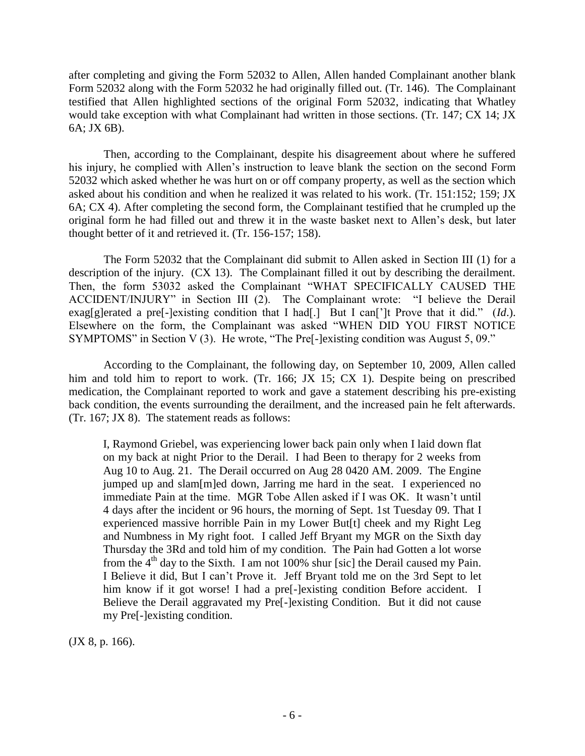after completing and giving the Form 52032 to Allen, Allen handed Complainant another blank Form 52032 along with the Form 52032 he had originally filled out. (Tr. 146). The Complainant testified that Allen highlighted sections of the original Form 52032, indicating that Whatley would take exception with what Complainant had written in those sections. (Tr. 147; CX 14; JX 6A; JX 6B).

Then, according to the Complainant, despite his disagreement about where he suffered his injury, he complied with Allen's instruction to leave blank the section on the second Form 52032 which asked whether he was hurt on or off company property, as well as the section which asked about his condition and when he realized it was related to his work. (Tr. 151:152; 159; JX 6A; CX 4). After completing the second form, the Complainant testified that he crumpled up the original form he had filled out and threw it in the waste basket next to Allen's desk, but later thought better of it and retrieved it. (Tr. 156-157; 158).

The Form 52032 that the Complainant did submit to Allen asked in Section III (1) for a description of the injury. (CX 13). The Complainant filled it out by describing the derailment. Then, the form 53032 asked the Complainant "WHAT SPECIFICALLY CAUSED THE ACCIDENT/INJURY" in Section III (2). The Complainant wrote: "I believe the Derail exag[g]erated a pre[-]existing condition that I had[.] But I can[']t Prove that it did." (*Id*.). Elsewhere on the form, the Complainant was asked "WHEN DID YOU FIRST NOTICE SYMPTOMS" in Section V (3). He wrote, "The Pre[-]existing condition was August 5, 09."

According to the Complainant, the following day, on September 10, 2009, Allen called him and told him to report to work. (Tr. 166; JX 15; CX 1). Despite being on prescribed medication, the Complainant reported to work and gave a statement describing his pre-existing back condition, the events surrounding the derailment, and the increased pain he felt afterwards. (Tr. 167; JX 8). The statement reads as follows:

> I, Raymond Griebel, was experiencing lower back pain only when I laid down flat on my back at night Prior to the Derail. I had Been to therapy for 2 weeks from Aug 10 to Aug. 21. The Derail occurred on Aug 28 0420 AM. 2009. The Engine jumped up and slam[m]ed down, Jarring me hard in the seat. I experienced no immediate Pain at the time. MGR Tobe Allen asked if I was OK. It wasn't until 4 days after the incident or 96 hours, the morning of Sept. 1st Tuesday 09. That I experienced massive horrible Pain in my Lower But[t] cheek and my Right Leg and Numbness in My right foot. I called Jeff Bryant my MGR on the Sixth day Thursday the 3Rd and told him of my condition. The Pain had Gotten a lot worse from the 4th day to the Sixth. I am not 100% shur [sic] the Derail caused my Pain. I Believe it did, But I can't Prove it. Jeff Bryant told me on the 3rd Sept to let him know if it got worse! I had a pre[-]existing condition Before accident. I Believe the Derail aggravated my Pre[-]existing Condition. But it did not cause my Pre[-]existing condition.

(JX 8, p. 166).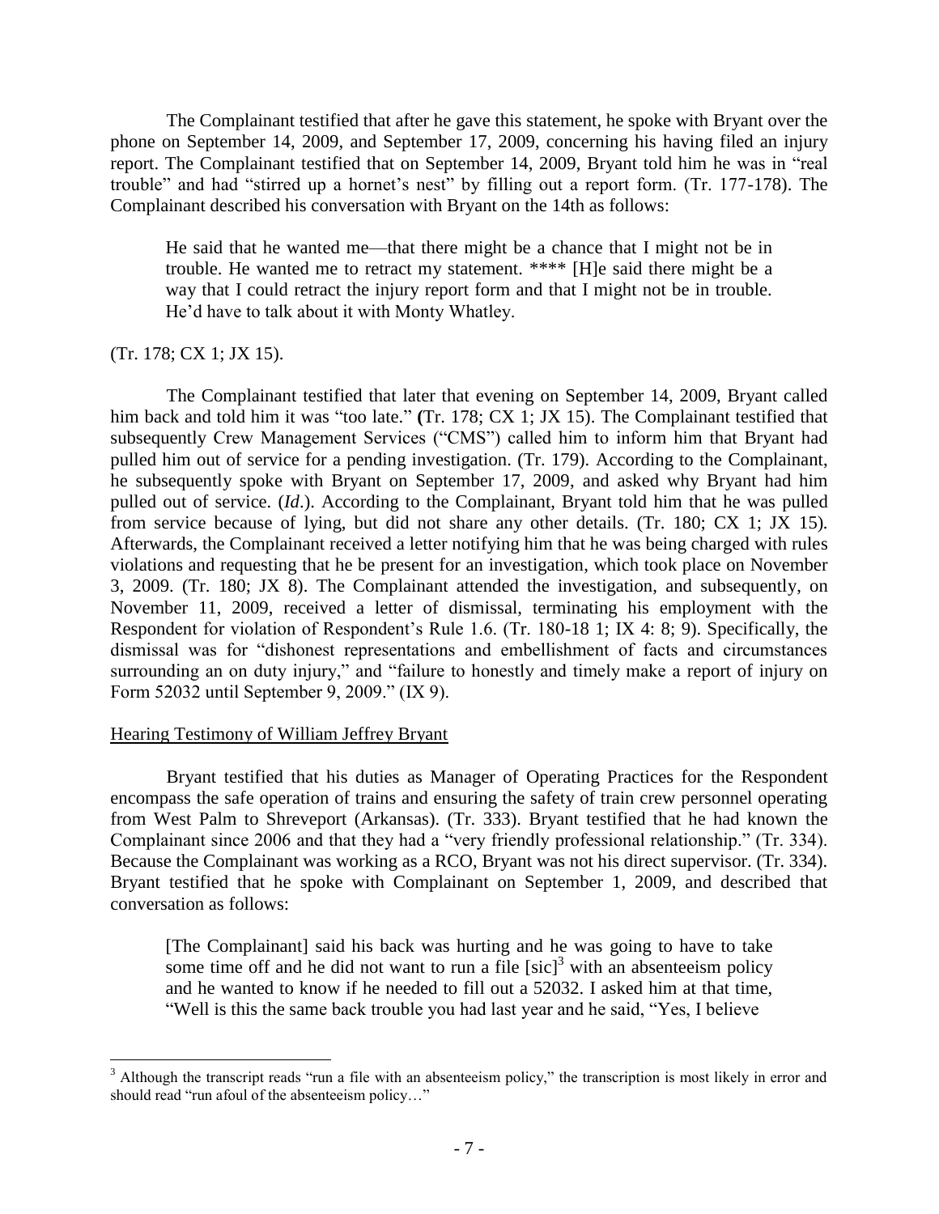The Complainant testified that after he gave this statement, he spoke with Bryant over the phone on September 14, 2009, and September 17, 2009, concerning his having filed an injury report. The Complainant testified that on September 14, 2009, Bryant told him he was in "real trouble" and had "stirred up a hornet's nest" by filling out a report form. (Tr. 177-178). The Complainant described his conversation with Bryant on the 14th as follows:

> He said that he wanted me—that there might be a chance that I might not be in trouble. He wanted me to retract my statement. **** [H]e said there might be a way that I could retract the injury report form and that I might not be in trouble. He'd have to talk about it with Monty Whatley.

(Tr. 178; CX 1; JX 15).

The Complainant testified that later that evening on September 14, 2009, Bryant called him back and told him it was "too late." (Tr. 178; CX 1; JX 15). The Complainant testified that subsequently Crew Management Services ("CMS") called him to inform him that Bryant had pulled him out of service for a pending investigation. (Tr. 179). According to the Complainant, he subsequently spoke with Bryant on September 17, 2009, and asked why Bryant had him pulled out of service. (*Id*.). According to the Complainant, Bryant told him that he was pulled from service because of lying, but did not share any other details. (Tr. 180; CX 1; JX 15). Afterwards, the Complainant received a letter notifying him that he was being charged with rules violations and requesting that he be present for an investigation, which took place on November 3, 2009. (Tr. 180; JX 8). The Complainant attended the investigation, and subsequently, on November 11, 2009, received a letter of dismissal, terminating his employment with the Respondent for violation of Respondent's Rule 1.6. (Tr. 180-18 1; IX 4: 8; 9). Specifically, the dismissal was for "dishonest representations and embellishment of facts and circumstances surrounding an on duty injury," and "failure to honestly and timely make a report of injury on Form 52032 until September 9, 2009." (IX 9).

<u>Hearing Testimony of William Jeffrey Bryant</u>

Bryant testified that his duties as Manager of Operating Practices for the Respondent encompass the safe operation of trains and ensuring the safety of train crew personnel operating from West Palm to Shreveport (Arkansas). (Tr. 333). Bryant testified that he had known the Complainant since 2006 and that they had a "very friendly professional relationship." (Tr. 334). Because the Complainant was working as a RCO, Bryant was not his direct supervisor. (Tr. 334). Bryant testified that he spoke with Complainant on September 1, 2009, and described that conversation as follows:

> [The Complainant] said his back was hurting and he was going to have to take some time off and he did not want to run a file [sic][3] with an absenteeism policy and he wanted to know if he needed to fill out a 52032. I asked him at that time, "Well is this the same back trouble you had last year and he said, "Yes, I believe

[3] Although the transcript reads "run a file with an absenteeism policy," the transcription is most likely in error and should read "run afoul of the absenteeism policy…"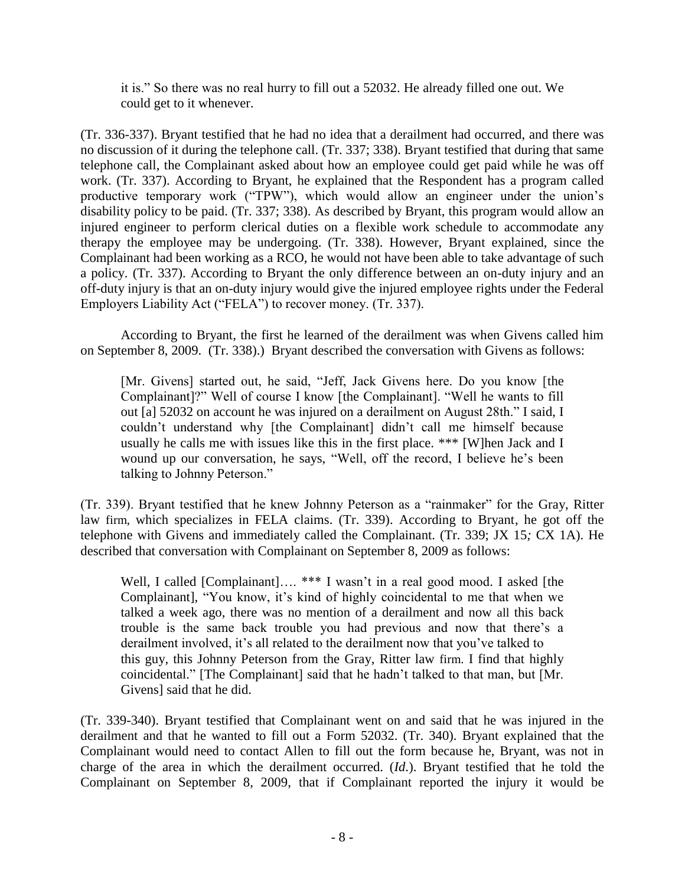> it is." So there was no real hurry to fill out a 52032. He already filled one out. We could get to it whenever.

(Tr. 336-337). Bryant testified that he had no idea that a derailment had occurred, and there was no discussion of it during the telephone call. (Tr. 337; 338). Bryant testified that during that same telephone call, the Complainant asked about how an employee could get paid while he was off work. (Tr. 337). According to Bryant, he explained that the Respondent has a program called productive temporary work ("TPW"), which would allow an engineer under the union's disability policy to be paid. (Tr. 337; 338). As described by Bryant, this program would allow an injured engineer to perform clerical duties on a flexible work schedule to accommodate any therapy the employee may be undergoing. (Tr. 338). However, Bryant explained, since the Complainant had been working as a RCO, he would not have been able to take advantage of such a policy. (Tr. 337). According to Bryant the only difference between an on-duty injury and an off-duty injury is that an on-duty injury would give the injured employee rights under the Federal Employers Liability Act ("FELA") to recover money. (Tr. 337).

According to Bryant, the first he learned of the derailment was when Givens called him on September 8, 2009. (Tr. 338).) Bryant described the conversation with Givens as follows:

> [Mr. Givens] started out, he said, "Jeff, Jack Givens here. Do you know [the Complainant]?" Well of course I know [the Complainant]. "Well he wants to fill out [a] 52032 on account he was injured on a derailment on August 28th." I said, I couldn't understand why [the Complainant] didn't call me himself because usually he calls me with issues like this in the first place. *** [W]hen Jack and I wound up our conversation, he says, "Well, off the record, I believe he's been talking to Johnny Peterson."

(Tr. 339). Bryant testified that he knew Johnny Peterson as a "rainmaker" for the Gray, Ritter law firm, which specializes in FELA claims. (Tr. 339). According to Bryant, he got off the telephone with Givens and immediately called the Complainant. (Tr. 339; JX 15*;* CX 1A). He described that conversation with Complainant on September 8, 2009 as follows:

> Well, I called [Complainant]…. *** I wasn't in a real good mood. I asked [the Complainant], "You know, it's kind of highly coincidental to me that when we talked a week ago, there was no mention of a derailment and now all this back trouble is the same back trouble you had previous and now that there's a derailment involved, it's all related to the derailment now that you've talked to this guy, this Johnny Peterson from the Gray, Ritter law firm. I find that highly coincidental." [The Complainant] said that he hadn't talked to that man, but [Mr. Givens] said that he did.

(Tr. 339-340). Bryant testified that Complainant went on and said that he was injured in the derailment and that he wanted to fill out a Form 52032. (Tr. 340). Bryant explained that the Complainant would need to contact Allen to fill out the form because he, Bryant, was not in charge of the area in which the derailment occurred. (*Id.*). Bryant testified that he told the Complainant on September 8, 2009, that if Complainant reported the injury it would be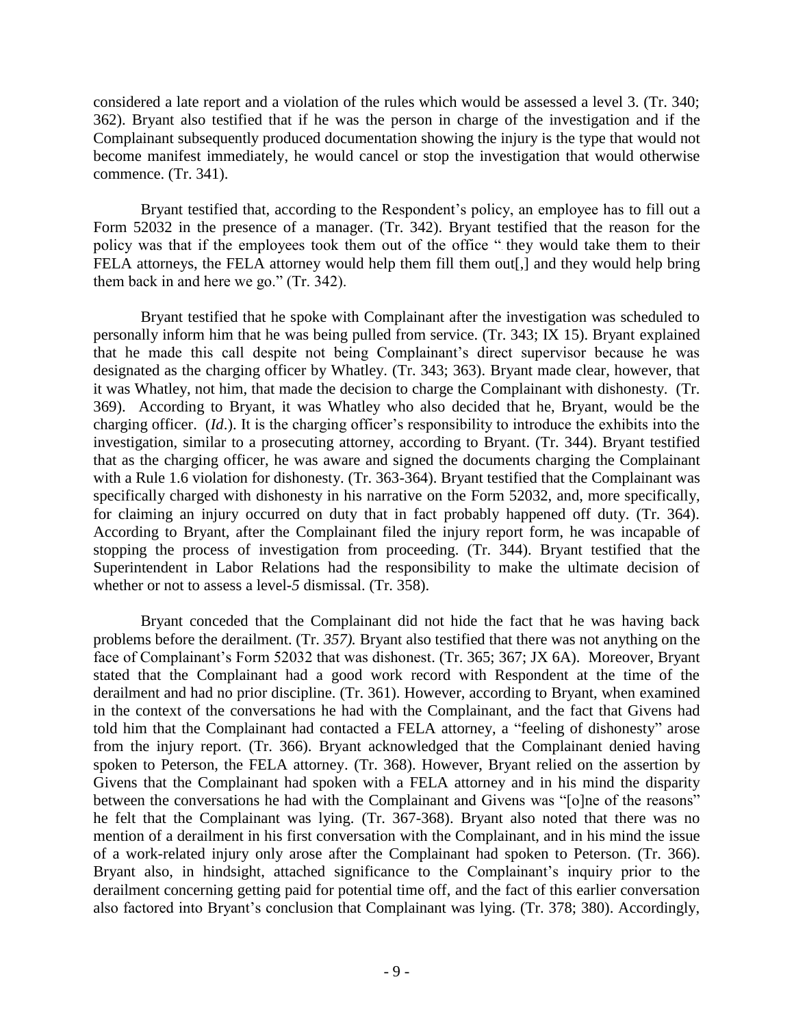considered a late report and a violation of the rules which would be assessed a level 3. (Tr. 340; 362). Bryant also testified that if he was the person in charge of the investigation and if the Complainant subsequently produced documentation showing the injury is the type that would not become manifest immediately, he would cancel or stop the investigation that would otherwise commence. (Tr. 341).

Bryant testified that, according to the Respondent's policy, an employee has to fill out a Form 52032 in the presence of a manager. (Tr. 342). Bryant testified that the reason for the policy was that if the employees took them out of the office " they would take them to their FELA attorneys, the FELA attorney would help them fill them out[,] and they would help bring them back in and here we go." (Tr. 342).

Bryant testified that he spoke with Complainant after the investigation was scheduled to personally inform him that he was being pulled from service. (Tr. 343; IX 15). Bryant explained that he made this call despite not being Complainant's direct supervisor because he was designated as the charging officer by Whatley. (Tr. 343; 363). Bryant made clear, however, that it was Whatley, not him, that made the decision to charge the Complainant with dishonesty. (Tr. 369). According to Bryant, it was Whatley who also decided that he, Bryant, would be the charging officer. (*Id*.). It is the charging officer's responsibility to introduce the exhibits into the investigation, similar to a prosecuting attorney, according to Bryant. (Tr. 344). Bryant testified that as the charging officer, he was aware and signed the documents charging the Complainant with a Rule 1.6 violation for dishonesty. (Tr. 363-364). Bryant testified that the Complainant was specifically charged with dishonesty in his narrative on the Form 52032, and, more specifically, for claiming an injury occurred on duty that in fact probably happened off duty. (Tr. 364). According to Bryant, after the Complainant filed the injury report form, he was incapable of stopping the process of investigation from proceeding. (Tr. 344). Bryant testified that the Superintendent in Labor Relations had the responsibility to make the ultimate decision of whether or not to assess a level-*5* dismissal. (Tr. 358).

Bryant conceded that the Complainant did not hide the fact that he was having back problems before the derailment. (Tr. *357).* Bryant also testified that there was not anything on the face of Complainant's Form 52032 that was dishonest. (Tr. 365; 367; JX 6A). Moreover, Bryant stated that the Complainant had a good work record with Respondent at the time of the derailment and had no prior discipline. (Tr. 361). However, according to Bryant, when examined in the context of the conversations he had with the Complainant, and the fact that Givens had told him that the Complainant had contacted a FELA attorney, a "feeling of dishonesty" arose from the injury report. (Tr. 366). Bryant acknowledged that the Complainant denied having spoken to Peterson, the FELA attorney. (Tr. 368). However, Bryant relied on the assertion by Givens that the Complainant had spoken with a FELA attorney and in his mind the disparity between the conversations he had with the Complainant and Givens was "[o]ne of the reasons" he felt that the Complainant was lying. (Tr. 367-368). Bryant also noted that there was no mention of a derailment in his first conversation with the Complainant, and in his mind the issue of a work-related injury only arose after the Complainant had spoken to Peterson. (Tr. 366). Bryant also, in hindsight, attached significance to the Complainant's inquiry prior to the derailment concerning getting paid for potential time off, and the fact of this earlier conversation also factored into Bryant's conclusion that Complainant was lying. (Tr. 378; 380). Accordingly,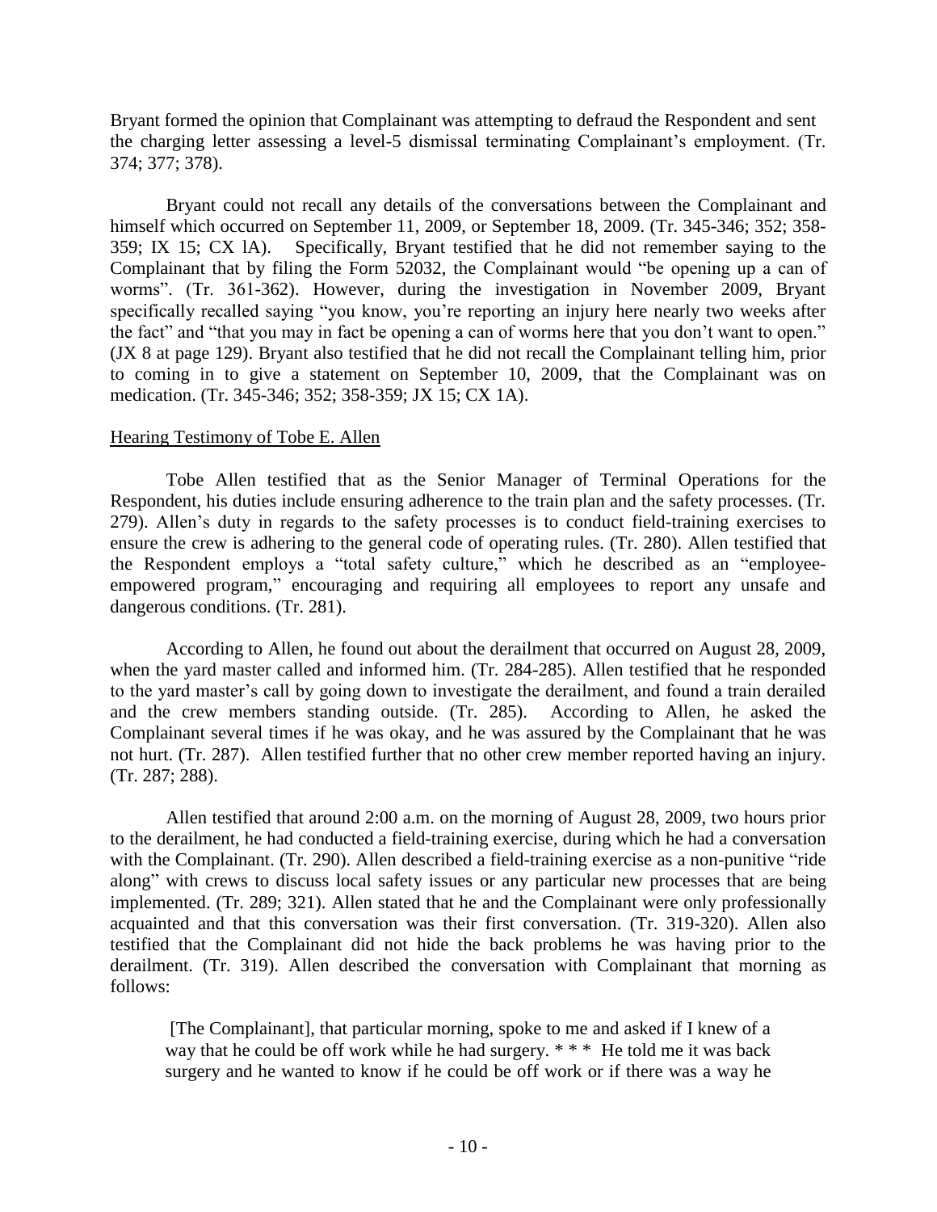Bryant formed the opinion that Complainant was attempting to defraud the Respondent and sent the charging letter assessing a level-5 dismissal terminating Complainant's employment. (Tr. 374; 377; 378).

Bryant could not recall any details of the conversations between the Complainant and himself which occurred on September 11, 2009, or September 18, 2009. (Tr. 345-346; 352; 358-359; IX 15; CX lA). Specifically, Bryant testified that he did not remember saying to the Complainant that by filing the Form 52032, the Complainant would "be opening up a can of worms". (Tr. 361-362). However, during the investigation in November 2009, Bryant specifically recalled saying "you know, you're reporting an injury here nearly two weeks after the fact" and "that you may in fact be opening a can of worms here that you don't want to open." (JX 8 at page 129). Bryant also testified that he did not recall the Complainant telling him, prior to coming in to give a statement on September 10, 2009, that the Complainant was on medication. (Tr. 345-346; 352; 358-359; JX 15; CX 1A).

Hearing Testimony of Tobe E. Allen

Tobe Allen testified that as the Senior Manager of Terminal Operations for the Respondent, his duties include ensuring adherence to the train plan and the safety processes. (Tr. 279). Allen's duty in regards to the safety processes is to conduct field-training exercises to ensure the crew is adhering to the general code of operating rules. (Tr. 280). Allen testified that the Respondent employs a "total safety culture," which he described as an "employee-empowered program," encouraging and requiring all employees to report any unsafe and dangerous conditions. (Tr. 281).

According to Allen, he found out about the derailment that occurred on August 28, 2009, when the yard master called and informed him. (Tr. 284-285). Allen testified that he responded to the yard master's call by going down to investigate the derailment, and found a train derailed and the crew members standing outside. (Tr. 285). According to Allen, he asked the Complainant several times if he was okay, and he was assured by the Complainant that he was not hurt. (Tr. 287). Allen testified further that no other crew member reported having an injury. (Tr. 287; 288).

Allen testified that around 2:00 a.m. on the morning of August 28, 2009, two hours prior to the derailment, he had conducted a field-training exercise, during which he had a conversation with the Complainant. (Tr. 290). Allen described a field-training exercise as a non-punitive "ride along" with crews to discuss local safety issues or any particular new processes that are being implemented. (Tr. 289; 321). Allen stated that he and the Complainant were only professionally acquainted and that this conversation was their first conversation. (Tr. 319-320). Allen also testified that the Complainant did not hide the back problems he was having prior to the derailment. (Tr. 319). Allen described the conversation with Complainant that morning as follows:

> [The Complainant], that particular morning, spoke to me and asked if I knew of a way that he could be off work while he had surgery. * * * He told me it was back surgery and he wanted to know if he could be off work or if there was a way he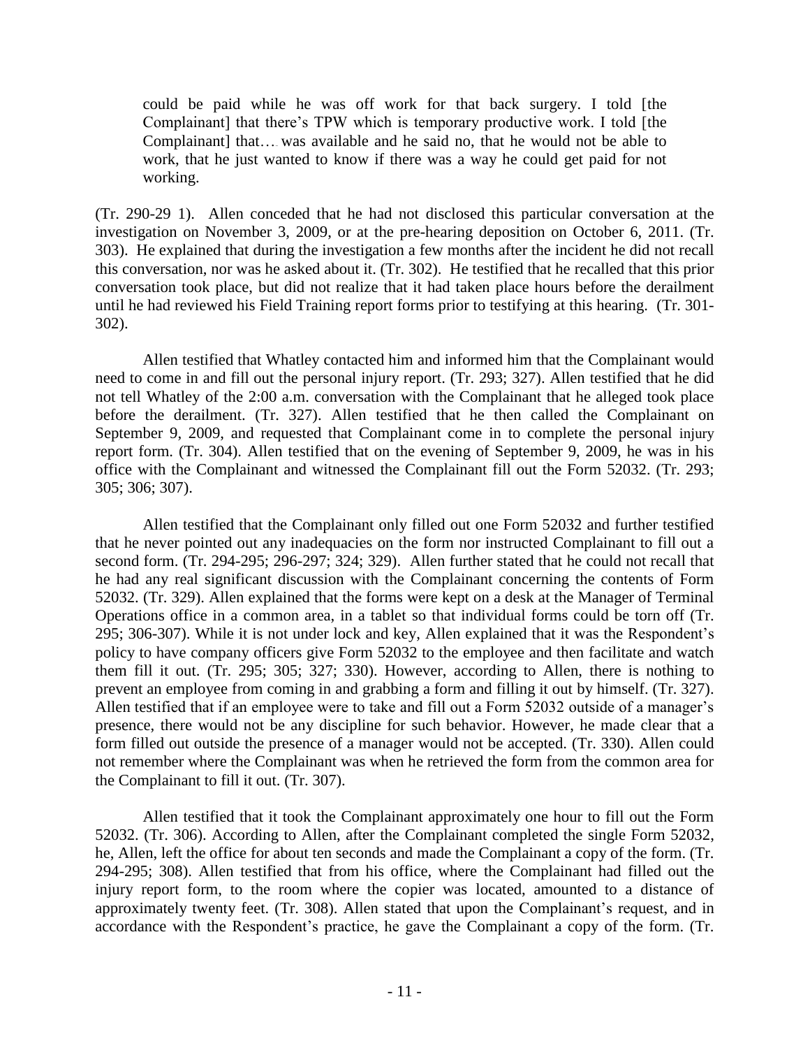> could be paid while he was off work for that back surgery. I told [the Complainant] that there's TPW which is temporary productive work. I told [the Complainant] that…. was available and he said no, that he would not be able to work, that he just wanted to know if there was a way he could get paid for not working.

(Tr. 290-29 1). Allen conceded that he had not disclosed this particular conversation at the investigation on November 3, 2009, or at the pre-hearing deposition on October 6, 2011. (Tr. 303). He explained that during the investigation a few months after the incident he did not recall this conversation, nor was he asked about it. (Tr. 302). He testified that he recalled that this prior conversation took place, but did not realize that it had taken place hours before the derailment until he had reviewed his Field Training report forms prior to testifying at this hearing. (Tr. 301-302).

Allen testified that Whatley contacted him and informed him that the Complainant would need to come in and fill out the personal injury report. (Tr. 293; 327). Allen testified that he did not tell Whatley of the 2:00 a.m. conversation with the Complainant that he alleged took place before the derailment. (Tr. 327). Allen testified that he then called the Complainant on September 9, 2009, and requested that Complainant come in to complete the personal injury report form. (Tr. 304). Allen testified that on the evening of September 9, 2009, he was in his office with the Complainant and witnessed the Complainant fill out the Form 52032. (Tr. 293; 305; 306; 307).

Allen testified that the Complainant only filled out one Form 52032 and further testified that he never pointed out any inadequacies on the form nor instructed Complainant to fill out a second form. (Tr. 294-295; 296-297; 324; 329). Allen further stated that he could not recall that he had any real significant discussion with the Complainant concerning the contents of Form 52032. (Tr. 329). Allen explained that the forms were kept on a desk at the Manager of Terminal Operations office in a common area, in a tablet so that individual forms could be torn off (Tr. 295; 306-307). While it is not under lock and key, Allen explained that it was the Respondent's policy to have company officers give Form 52032 to the employee and then facilitate and watch them fill it out. (Tr. 295; 305; 327; 330). However, according to Allen, there is nothing to prevent an employee from coming in and grabbing a form and filling it out by himself. (Tr. 327). Allen testified that if an employee were to take and fill out a Form 52032 outside of a manager's presence, there would not be any discipline for such behavior. However, he made clear that a form filled out outside the presence of a manager would not be accepted. (Tr. 330). Allen could not remember where the Complainant was when he retrieved the form from the common area for the Complainant to fill it out. (Tr. 307).

Allen testified that it took the Complainant approximately one hour to fill out the Form 52032. (Tr. 306). According to Allen, after the Complainant completed the single Form 52032, he, Allen, left the office for about ten seconds and made the Complainant a copy of the form. (Tr. 294-295; 308). Allen testified that from his office, where the Complainant had filled out the injury report form, to the room where the copier was located, amounted to a distance of approximately twenty feet. (Tr. 308). Allen stated that upon the Complainant's request, and in accordance with the Respondent's practice, he gave the Complainant a copy of the form. (Tr.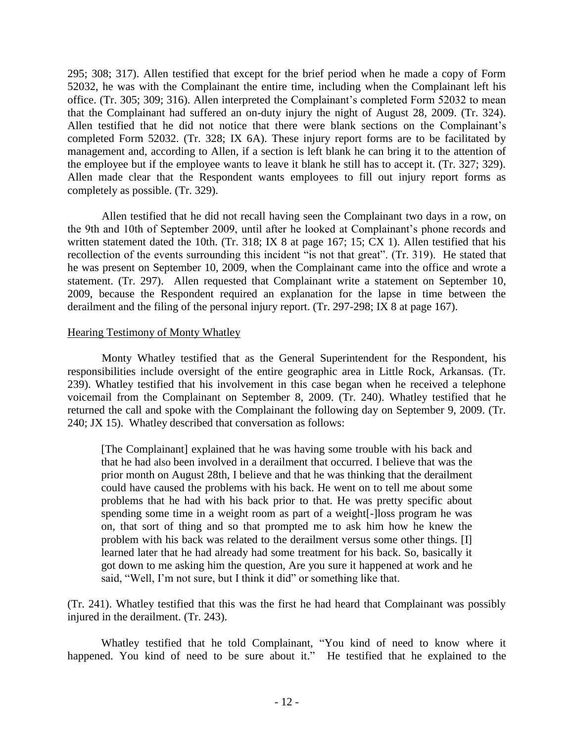295; 308; 317). Allen testified that except for the brief period when he made a copy of Form 52032, he was with the Complainant the entire time, including when the Complainant left his office. (Tr. 305; 309; 316). Allen interpreted the Complainant's completed Form 52032 to mean that the Complainant had suffered an on-duty injury the night of August 28, 2009. (Tr. 324). Allen testified that he did not notice that there were blank sections on the Complainant's completed Form 52032. (Tr. 328; IX 6A). These injury report forms are to be facilitated by management and, according to Allen, if a section is left blank he can bring it to the attention of the employee but if the employee wants to leave it blank he still has to accept it. (Tr. 327; 329). Allen made clear that the Respondent wants employees to fill out injury report forms as completely as possible. (Tr. 329).

Allen testified that he did not recall having seen the Complainant two days in a row, on the 9th and 10th of September 2009, until after he looked at Complainant's phone records and written statement dated the 10th. (Tr. 318; IX 8 at page 167; 15; CX 1). Allen testified that his recollection of the events surrounding this incident "is not that great". (Tr. 319). He stated that he was present on September 10, 2009, when the Complainant came into the office and wrote a statement. (Tr. 297). Allen requested that Complainant write a statement on September 10, 2009, because the Respondent required an explanation for the lapse in time between the derailment and the filing of the personal injury report. (Tr. 297-298; IX 8 at page 167).

<u>Hearing Testimony of Monty Whatley</u>

Monty Whatley testified that as the General Superintendent for the Respondent, his responsibilities include oversight of the entire geographic area in Little Rock, Arkansas. (Tr. 239). Whatley testified that his involvement in this case began when he received a telephone voicemail from the Complainant on September 8, 2009. (Tr. 240). Whatley testified that he returned the call and spoke with the Complainant the following day on September 9, 2009. (Tr. 240; JX 15). Whatley described that conversation as follows:

> [The Complainant] explained that he was having some trouble with his back and that he had also been involved in a derailment that occurred. I believe that was the prior month on August 28th, I believe and that he was thinking that the derailment could have caused the problems with his back. He went on to tell me about some problems that he had with his back prior to that. He was pretty specific about spending some time in a weight room as part of a weight[-]loss program he was on, that sort of thing and so that prompted me to ask him how he knew the problem with his back was related to the derailment versus some other things. [I] learned later that he had already had some treatment for his back. So, basically it got down to me asking him the question, Are you sure it happened at work and he said, "Well, I'm not sure, but I think it did" or something like that.

(Tr. 241). Whatley testified that this was the first he had heard that Complainant was possibly injured in the derailment. (Tr. 243).

Whatley testified that he told Complainant, "You kind of need to know where it happened. You kind of need to be sure about it." He testified that he explained to the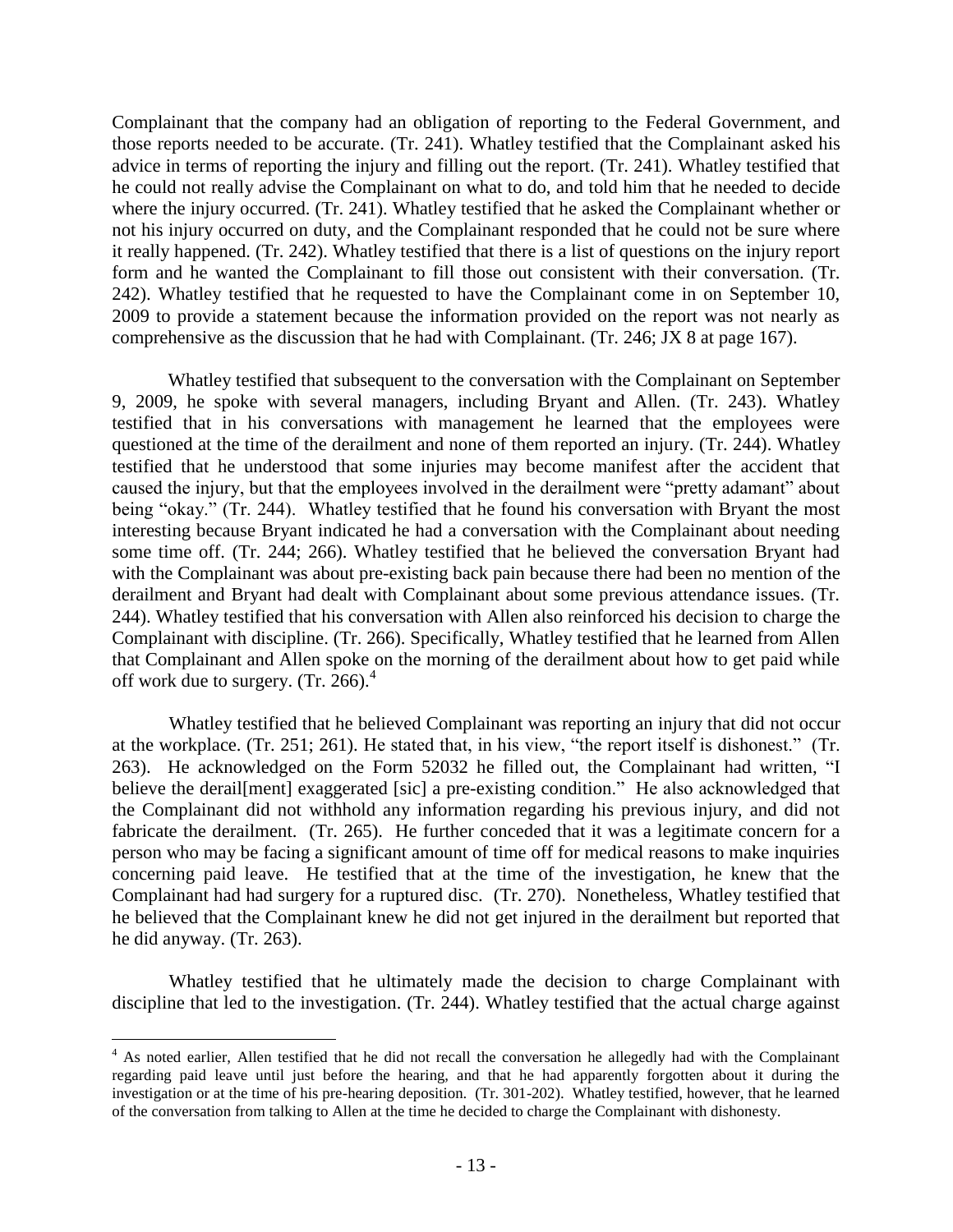Complainant that the company had an obligation of reporting to the Federal Government, and those reports needed to be accurate. (Tr. 241). Whatley testified that the Complainant asked his advice in terms of reporting the injury and filling out the report. (Tr. 241). Whatley testified that he could not really advise the Complainant on what to do, and told him that he needed to decide where the injury occurred. (Tr. 241). Whatley testified that he asked the Complainant whether or not his injury occurred on duty, and the Complainant responded that he could not be sure where it really happened. (Tr. 242). Whatley testified that there is a list of questions on the injury report form and he wanted the Complainant to fill those out consistent with their conversation. (Tr. 242). Whatley testified that he requested to have the Complainant come in on September 10, 2009 to provide a statement because the information provided on the report was not nearly as comprehensive as the discussion that he had with Complainant. (Tr. 246; JX 8 at page 167).

Whatley testified that subsequent to the conversation with the Complainant on September 9, 2009, he spoke with several managers, including Bryant and Allen. (Tr. 243). Whatley testified that in his conversations with management he learned that the employees were questioned at the time of the derailment and none of them reported an injury. (Tr. 244). Whatley testified that he understood that some injuries may become manifest after the accident that caused the injury, but that the employees involved in the derailment were "pretty adamant" about being "okay." (Tr. 244). Whatley testified that he found his conversation with Bryant the most interesting because Bryant indicated he had a conversation with the Complainant about needing some time off. (Tr. 244; 266). Whatley testified that he believed the conversation Bryant had with the Complainant was about pre-existing back pain because there had been no mention of the derailment and Bryant had dealt with Complainant about some previous attendance issues. (Tr. 244). Whatley testified that his conversation with Allen also reinforced his decision to charge the Complainant with discipline. (Tr. 266). Specifically, Whatley testified that he learned from Allen that Complainant and Allen spoke on the morning of the derailment about how to get paid while off work due to surgery. (Tr. 266).[4]

Whatley testified that he believed Complainant was reporting an injury that did not occur at the workplace. (Tr. 251; 261). He stated that, in his view, "the report itself is dishonest." (Tr. 263). He acknowledged on the Form 52032 he filled out, the Complainant had written, "I believe the derail[ment] exaggerated [sic] a pre-existing condition." He also acknowledged that the Complainant did not withhold any information regarding his previous injury, and did not fabricate the derailment. (Tr. 265). He further conceded that it was a legitimate concern for a person who may be facing a significant amount of time off for medical reasons to make inquiries concerning paid leave. He testified that at the time of the investigation, he knew that the Complainant had had surgery for a ruptured disc. (Tr. 270). Nonetheless, Whatley testified that he believed that the Complainant knew he did not get injured in the derailment but reported that he did anyway. (Tr. 263).

Whatley testified that he ultimately made the decision to charge Complainant with discipline that led to the investigation. (Tr. 244). Whatley testified that the actual charge against

---

[4] As noted earlier, Allen testified that he did not recall the conversation he allegedly had with the Complainant regarding paid leave until just before the hearing, and that he had apparently forgotten about it during the investigation or at the time of his pre-hearing deposition. (Tr. 301-202). Whatley testified, however, that he learned of the conversation from talking to Allen at the time he decided to charge the Complainant with dishonesty.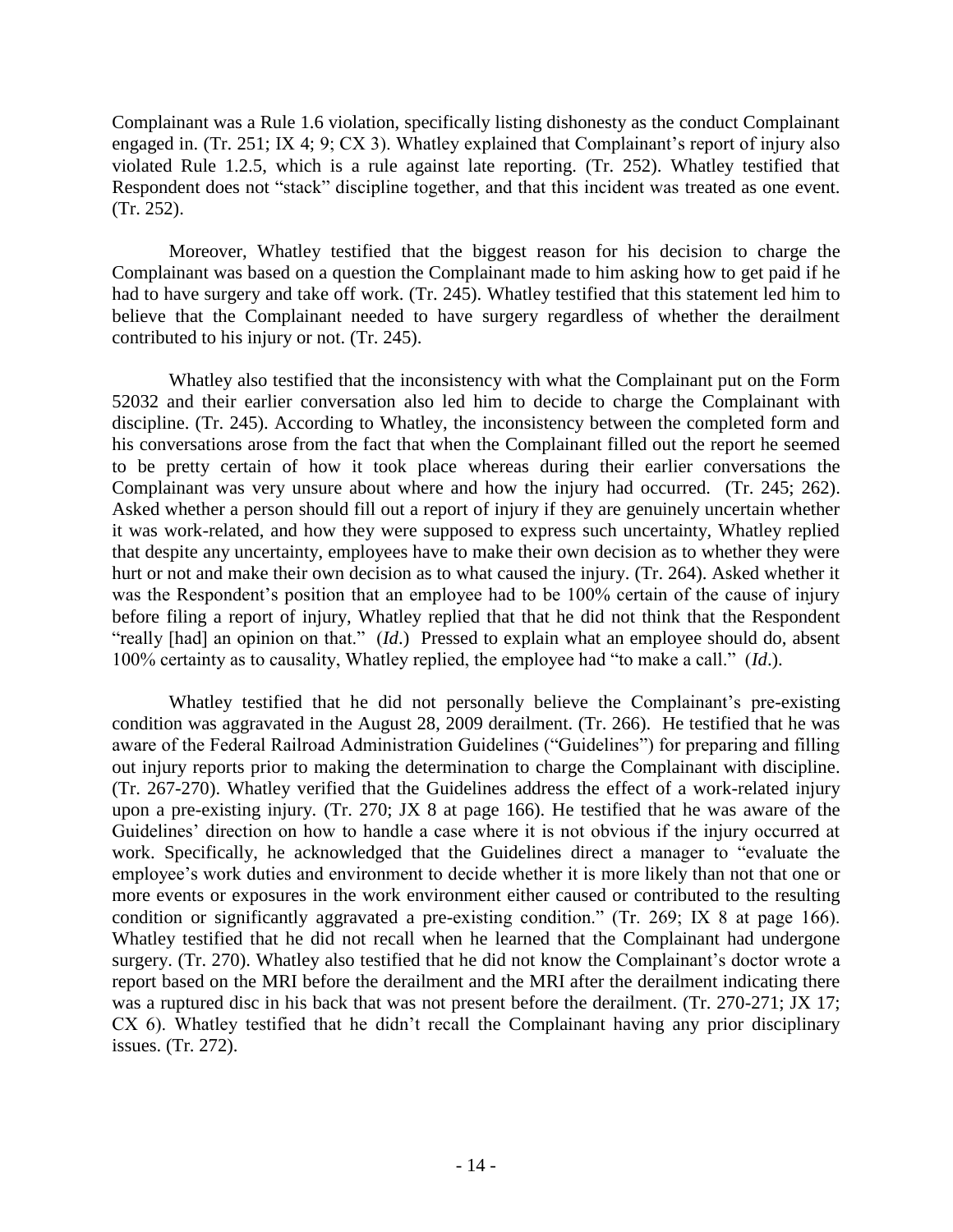Complainant was a Rule 1.6 violation, specifically listing dishonesty as the conduct Complainant engaged in. (Tr. 251; IX 4; 9; CX 3). Whatley explained that Complainant's report of injury also violated Rule 1.2.5, which is a rule against late reporting. (Tr. 252). Whatley testified that Respondent does not "stack" discipline together, and that this incident was treated as one event. (Tr. 252).

Moreover, Whatley testified that the biggest reason for his decision to charge the Complainant was based on a question the Complainant made to him asking how to get paid if he had to have surgery and take off work. (Tr. 245). Whatley testified that this statement led him to believe that the Complainant needed to have surgery regardless of whether the derailment contributed to his injury or not. (Tr. 245).

Whatley also testified that the inconsistency with what the Complainant put on the Form 52032 and their earlier conversation also led him to decide to charge the Complainant with discipline. (Tr. 245). According to Whatley, the inconsistency between the completed form and his conversations arose from the fact that when the Complainant filled out the report he seemed to be pretty certain of how it took place whereas during their earlier conversations the Complainant was very unsure about where and how the injury had occurred. (Tr. 245; 262). Asked whether a person should fill out a report of injury if they are genuinely uncertain whether it was work-related, and how they were supposed to express such uncertainty, Whatley replied that despite any uncertainty, employees have to make their own decision as to whether they were hurt or not and make their own decision as to what caused the injury. (Tr. 264). Asked whether it was the Respondent's position that an employee had to be 100% certain of the cause of injury before filing a report of injury, Whatley replied that that he did not think that the Respondent "really [had] an opinion on that." (*Id*.) Pressed to explain what an employee should do, absent 100% certainty as to causality, Whatley replied, the employee had "to make a call." (*Id*.).

Whatley testified that he did not personally believe the Complainant's pre-existing condition was aggravated in the August 28, 2009 derailment. (Tr. 266). He testified that he was aware of the Federal Railroad Administration Guidelines ("Guidelines") for preparing and filling out injury reports prior to making the determination to charge the Complainant with discipline. (Tr. 267-270). Whatley verified that the Guidelines address the effect of a work-related injury upon a pre-existing injury. (Tr. 270; JX 8 at page 166). He testified that he was aware of the Guidelines' direction on how to handle a case where it is not obvious if the injury occurred at work. Specifically, he acknowledged that the Guidelines direct a manager to "evaluate the employee's work duties and environment to decide whether it is more likely than not that one or more events or exposures in the work environment either caused or contributed to the resulting condition or significantly aggravated a pre-existing condition." (Tr. 269; IX 8 at page 166). Whatley testified that he did not recall when he learned that the Complainant had undergone surgery. (Tr. 270). Whatley also testified that he did not know the Complainant's doctor wrote a report based on the MRI before the derailment and the MRI after the derailment indicating there was a ruptured disc in his back that was not present before the derailment. (Tr. 270-271; JX 17; CX 6). Whatley testified that he didn't recall the Complainant having any prior disciplinary issues. (Tr. 272).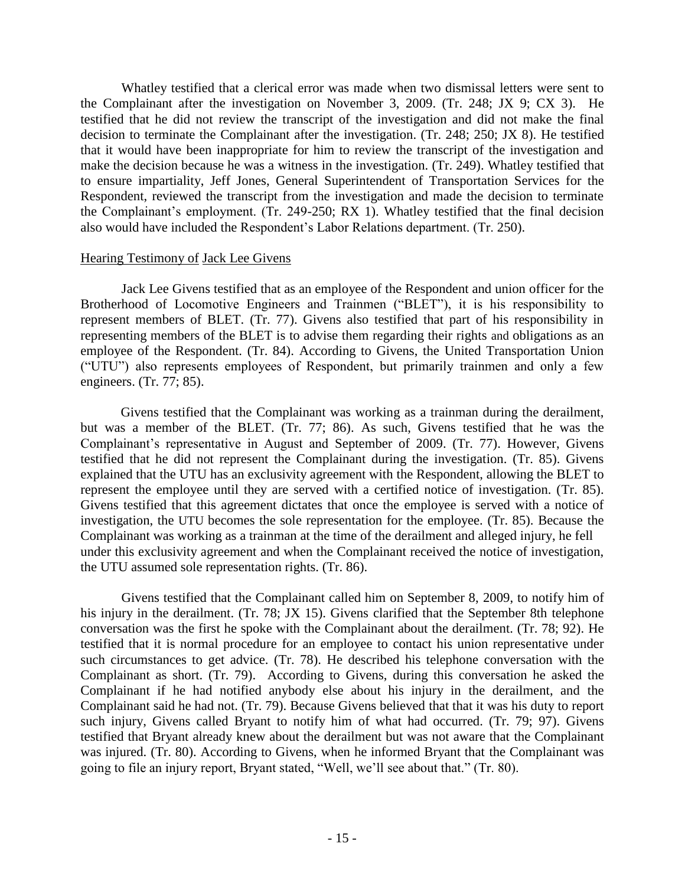Whatley testified that a clerical error was made when two dismissal letters were sent to the Complainant after the investigation on November 3, 2009. (Tr. 248; JX 9; CX 3). He testified that he did not review the transcript of the investigation and did not make the final decision to terminate the Complainant after the investigation. (Tr. 248; 250; JX 8). He testified that it would have been inappropriate for him to review the transcript of the investigation and make the decision because he was a witness in the investigation. (Tr. 249). Whatley testified that to ensure impartiality, Jeff Jones, General Superintendent of Transportation Services for the Respondent, reviewed the transcript from the investigation and made the decision to terminate the Complainant's employment. (Tr. 249-250; RX 1). Whatley testified that the final decision also would have included the Respondent's Labor Relations department. (Tr. 250).

Hearing Testimony of Jack Lee Givens

Jack Lee Givens testified that as an employee of the Respondent and union officer for the Brotherhood of Locomotive Engineers and Trainmen ("BLET"), it is his responsibility to represent members of BLET. (Tr. 77). Givens also testified that part of his responsibility in representing members of the BLET is to advise them regarding their rights and obligations as an employee of the Respondent. (Tr. 84). According to Givens, the United Transportation Union ("UTU") also represents employees of Respondent, but primarily trainmen and only a few engineers. (Tr. 77; 85).

Givens testified that the Complainant was working as a trainman during the derailment, but was a member of the BLET. (Tr. 77; 86). As such, Givens testified that he was the Complainant's representative in August and September of 2009. (Tr. 77). However, Givens testified that he did not represent the Complainant during the investigation. (Tr. 85). Givens explained that the UTU has an exclusivity agreement with the Respondent, allowing the BLET to represent the employee until they are served with a certified notice of investigation. (Tr. 85). Givens testified that this agreement dictates that once the employee is served with a notice of investigation, the UTU becomes the sole representation for the employee. (Tr. 85). Because the Complainant was working as a trainman at the time of the derailment and alleged injury, he fell under this exclusivity agreement and when the Complainant received the notice of investigation, the UTU assumed sole representation rights. (Tr. 86).

Givens testified that the Complainant called him on September 8, 2009, to notify him of his injury in the derailment. (Tr. 78; JX 15). Givens clarified that the September 8th telephone conversation was the first he spoke with the Complainant about the derailment. (Tr. 78; 92). He testified that it is normal procedure for an employee to contact his union representative under such circumstances to get advice. (Tr. 78). He described his telephone conversation with the Complainant as short. (Tr. 79). According to Givens, during this conversation he asked the Complainant if he had notified anybody else about his injury in the derailment, and the Complainant said he had not. (Tr. 79). Because Givens believed that that it was his duty to report such injury, Givens called Bryant to notify him of what had occurred. (Tr. 79; 97). Givens testified that Bryant already knew about the derailment but was not aware that the Complainant was injured. (Tr. 80). According to Givens, when he informed Bryant that the Complainant was going to file an injury report, Bryant stated, "Well, we'll see about that." (Tr. 80).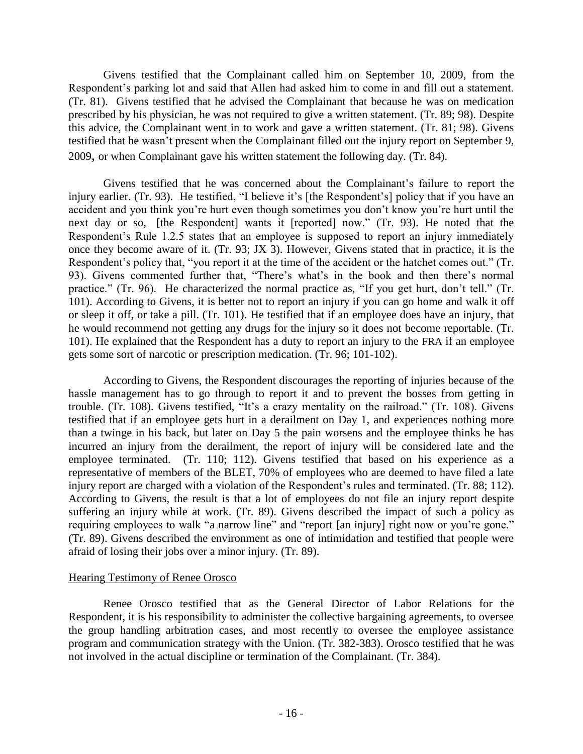Givens testified that the Complainant called him on September 10, 2009, from the Respondent's parking lot and said that Allen had asked him to come in and fill out a statement. (Tr. 81). Givens testified that he advised the Complainant that because he was on medication prescribed by his physician, he was not required to give a written statement. (Tr. 89; 98). Despite this advice, the Complainant went in to work and gave a written statement. (Tr. 81; 98). Givens testified that he wasn't present when the Complainant filled out the injury report on September 9, 2009, or when Complainant gave his written statement the following day. (Tr. 84).

Givens testified that he was concerned about the Complainant's failure to report the injury earlier. (Tr. 93). He testified, "I believe it's [the Respondent's] policy that if you have an accident and you think you're hurt even though sometimes you don't know you're hurt until the next day or so, [the Respondent] wants it [reported] now." (Tr. 93). He noted that the Respondent's Rule 1.2.5 states that an employee is supposed to report an injury immediately once they become aware of it. (Tr. 93; JX 3). However, Givens stated that in practice, it is the Respondent's policy that, "you report it at the time of the accident or the hatchet comes out." (Tr. 93). Givens commented further that, "There's what's in the book and then there's normal practice." (Tr. 96). He characterized the normal practice as, "If you get hurt, don't tell." (Tr. 101). According to Givens, it is better not to report an injury if you can go home and walk it off or sleep it off, or take a pill. (Tr. 101). He testified that if an employee does have an injury, that he would recommend not getting any drugs for the injury so it does not become reportable. (Tr. 101). He explained that the Respondent has a duty to report an injury to the FRA if an employee gets some sort of narcotic or prescription medication. (Tr. 96; 101-102).

According to Givens, the Respondent discourages the reporting of injuries because of the hassle management has to go through to report it and to prevent the bosses from getting in trouble. (Tr. 108). Givens testified, "It's a crazy mentality on the railroad." (Tr. 108). Givens testified that if an employee gets hurt in a derailment on Day 1, and experiences nothing more than a twinge in his back, but later on Day 5 the pain worsens and the employee thinks he has incurred an injury from the derailment, the report of injury will be considered late and the employee terminated. (Tr. 110; 112). Givens testified that based on his experience as a representative of members of the BLET, 70% of employees who are deemed to have filed a late injury report are charged with a violation of the Respondent's rules and terminated. (Tr. 88; 112). According to Givens, the result is that a lot of employees do not file an injury report despite suffering an injury while at work. (Tr. 89). Givens described the impact of such a policy as requiring employees to walk "a narrow line" and "report [an injury] right now or you're gone." (Tr. 89). Givens described the environment as one of intimidation and testified that people were afraid of losing their jobs over a minor injury. (Tr. 89).

Hearing Testimony of Renee Orosco

Renee Orosco testified that as the General Director of Labor Relations for the Respondent, it is his responsibility to administer the collective bargaining agreements, to oversee the group handling arbitration cases, and most recently to oversee the employee assistance program and communication strategy with the Union. (Tr. 382-383). Orosco testified that he was not involved in the actual discipline or termination of the Complainant. (Tr. 384).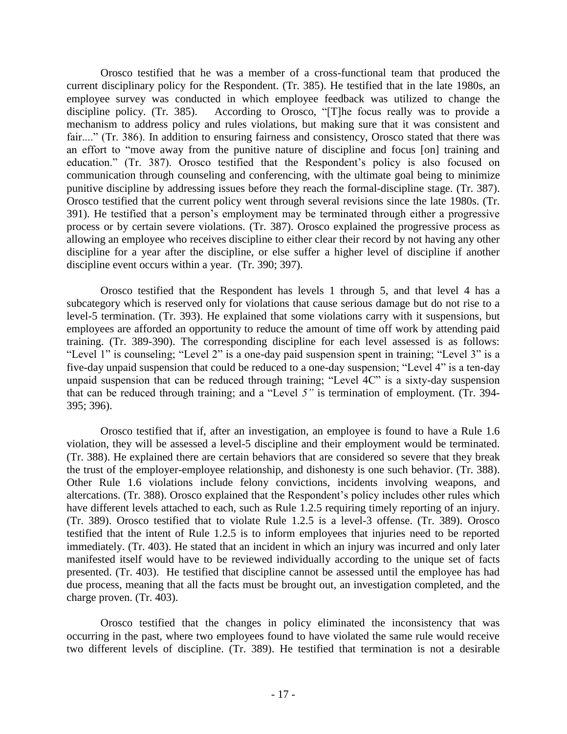Orosco testified that he was a member of a cross-functional team that produced the current disciplinary policy for the Respondent. (Tr. 385). He testified that in the late 1980s, an employee survey was conducted in which employee feedback was utilized to change the discipline policy. (Tr. 385). According to Orosco, "[T]he focus really was to provide a mechanism to address policy and rules violations, but making sure that it was consistent and fair...." (Tr. 386). In addition to ensuring fairness and consistency, Orosco stated that there was an effort to "move away from the punitive nature of discipline and focus [on] training and education." (Tr. 387). Orosco testified that the Respondent's policy is also focused on communication through counseling and conferencing, with the ultimate goal being to minimize punitive discipline by addressing issues before they reach the formal-discipline stage. (Tr. 387). Orosco testified that the current policy went through several revisions since the late 1980s. (Tr. 391). He testified that a person's employment may be terminated through either a progressive process or by certain severe violations. (Tr. 387). Orosco explained the progressive process as allowing an employee who receives discipline to either clear their record by not having any other discipline for a year after the discipline, or else suffer a higher level of discipline if another discipline event occurs within a year. (Tr. 390; 397).

Orosco testified that the Respondent has levels 1 through 5, and that level 4 has a subcategory which is reserved only for violations that cause serious damage but do not rise to a level-5 termination. (Tr. 393). He explained that some violations carry with it suspensions, but employees are afforded an opportunity to reduce the amount of time off work by attending paid training. (Tr. 389-390). The corresponding discipline for each level assessed is as follows: "Level 1" is counseling; "Level 2" is a one-day paid suspension spent in training; "Level 3" is a five-day unpaid suspension that could be reduced to a one-day suspension; "Level 4" is a ten-day unpaid suspension that can be reduced through training; "Level 4C" is a sixty-day suspension that can be reduced through training; and a "Level *5"* is termination of employment. (Tr. 394-395; 396).

Orosco testified that if, after an investigation, an employee is found to have a Rule 1.6 violation, they will be assessed a level-5 discipline and their employment would be terminated. (Tr. 388). He explained there are certain behaviors that are considered so severe that they break the trust of the employer-employee relationship, and dishonesty is one such behavior. (Tr. 388). Other Rule 1.6 violations include felony convictions, incidents involving weapons, and altercations. (Tr. 388). Orosco explained that the Respondent's policy includes other rules which have different levels attached to each, such as Rule 1.2.5 requiring timely reporting of an injury. (Tr. 389). Orosco testified that to violate Rule 1.2.5 is a level-3 offense. (Tr. 389). Orosco testified that the intent of Rule 1.2.5 is to inform employees that injuries need to be reported immediately. (Tr. 403). He stated that an incident in which an injury was incurred and only later manifested itself would have to be reviewed individually according to the unique set of facts presented. (Tr. 403). He testified that discipline cannot be assessed until the employee has had due process, meaning that all the facts must be brought out, an investigation completed, and the charge proven. (Tr. 403).

Orosco testified that the changes in policy eliminated the inconsistency that was occurring in the past, where two employees found to have violated the same rule would receive two different levels of discipline. (Tr. 389). He testified that termination is not a desirable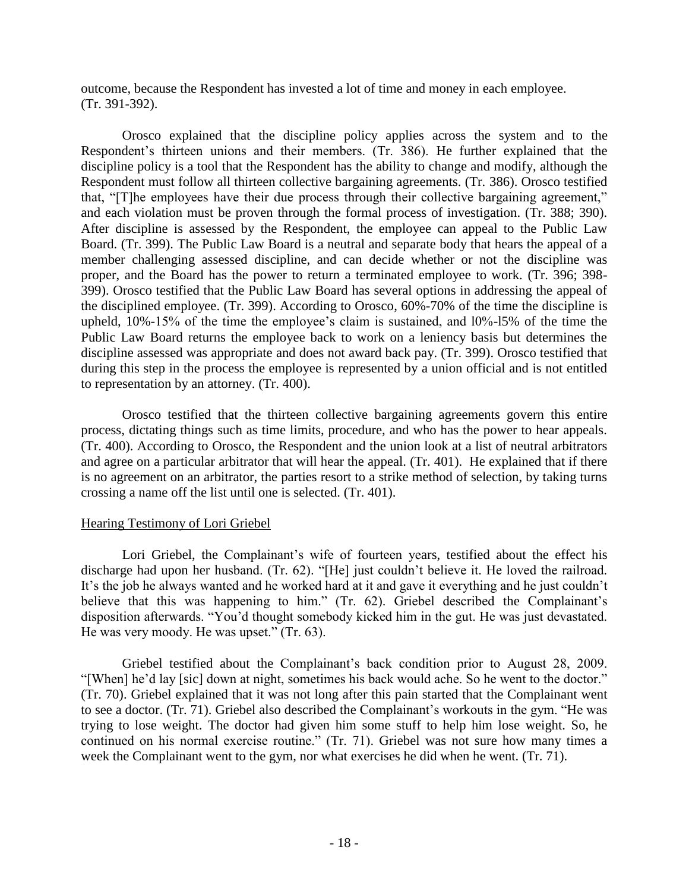outcome, because the Respondent has invested a lot of time and money in each employee. (Tr. 391-392).

Orosco explained that the discipline policy applies across the system and to the Respondent's thirteen unions and their members. (Tr. 386). He further explained that the discipline policy is a tool that the Respondent has the ability to change and modify, although the Respondent must follow all thirteen collective bargaining agreements. (Tr. 386). Orosco testified that, "[T]he employees have their due process through their collective bargaining agreement," and each violation must be proven through the formal process of investigation. (Tr. 388; 390). After discipline is assessed by the Respondent, the employee can appeal to the Public Law Board. (Tr. 399). The Public Law Board is a neutral and separate body that hears the appeal of a member challenging assessed discipline, and can decide whether or not the discipline was proper, and the Board has the power to return a terminated employee to work. (Tr. 396; 398-399). Orosco testified that the Public Law Board has several options in addressing the appeal of the disciplined employee. (Tr. 399). According to Orosco, 60%-70% of the time the discipline is upheld, 10%-15% of the time the employee's claim is sustained, and l0%-l5% of the time the Public Law Board returns the employee back to work on a leniency basis but determines the discipline assessed was appropriate and does not award back pay. (Tr. 399). Orosco testified that during this step in the process the employee is represented by a union official and is not entitled to representation by an attorney. (Tr. 400).

Orosco testified that the thirteen collective bargaining agreements govern this entire process, dictating things such as time limits, procedure, and who has the power to hear appeals. (Tr. 400). According to Orosco, the Respondent and the union look at a list of neutral arbitrators and agree on a particular arbitrator that will hear the appeal. (Tr. 401). He explained that if there is no agreement on an arbitrator, the parties resort to a strike method of selection, by taking turns crossing a name off the list until one is selected. (Tr. 401).

Hearing Testimony of Lori Griebel

Lori Griebel, the Complainant's wife of fourteen years, testified about the effect his discharge had upon her husband. (Tr. 62). "[He] just couldn't believe it. He loved the railroad. It's the job he always wanted and he worked hard at it and gave it everything and he just couldn't believe that this was happening to him." (Tr. 62). Griebel described the Complainant's disposition afterwards. "You'd thought somebody kicked him in the gut. He was just devastated. He was very moody. He was upset." (Tr. 63).

Griebel testified about the Complainant's back condition prior to August 28, 2009. "[When] he'd lay [sic] down at night, sometimes his back would ache. So he went to the doctor." (Tr. 70). Griebel explained that it was not long after this pain started that the Complainant went to see a doctor. (Tr. 71). Griebel also described the Complainant's workouts in the gym. "He was trying to lose weight. The doctor had given him some stuff to help him lose weight. So, he continued on his normal exercise routine." (Tr. 71). Griebel was not sure how many times a week the Complainant went to the gym, nor what exercises he did when he went. (Tr. 71).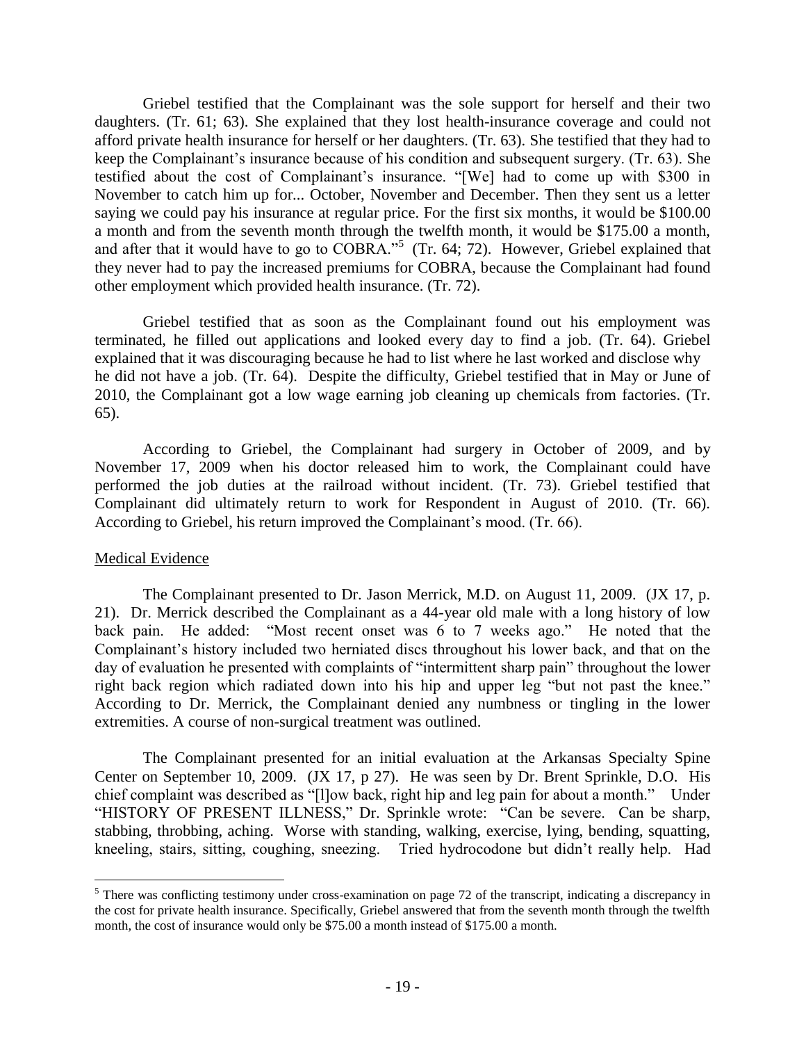Griebel testified that the Complainant was the sole support for herself and their two daughters. (Tr. 61; 63). She explained that they lost health-insurance coverage and could not afford private health insurance for herself or her daughters. (Tr. 63). She testified that they had to keep the Complainant's insurance because of his condition and subsequent surgery. (Tr. 63). She testified about the cost of Complainant's insurance. "[We] had to come up with $300 in November to catch him up for... October, November and December. Then they sent us a letter saying we could pay his insurance at regular price. For the first six months, it would be $100.00 a month and from the seventh month through the twelfth month, it would be $175.00 a month, and after that it would have to go to COBRA."[5] (Tr. 64; 72). However, Griebel explained that they never had to pay the increased premiums for COBRA, because the Complainant had found other employment which provided health insurance. (Tr. 72).

Griebel testified that as soon as the Complainant found out his employment was terminated, he filled out applications and looked every day to find a job. (Tr. 64). Griebel explained that it was discouraging because he had to list where he last worked and disclose why he did not have a job. (Tr. 64). Despite the difficulty, Griebel testified that in May or June of 2010, the Complainant got a low wage earning job cleaning up chemicals from factories. (Tr. 65).

According to Griebel, the Complainant had surgery in October of 2009, and by November 17, 2009 when his doctor released him to work, the Complainant could have performed the job duties at the railroad without incident. (Tr. 73). Griebel testified that Complainant did ultimately return to work for Respondent in August of 2010. (Tr. 66). According to Griebel, his return improved the Complainant's mood. (Tr. 66).

Medical Evidence

The Complainant presented to Dr. Jason Merrick, M.D. on August 11, 2009. (JX 17, p. 21). Dr. Merrick described the Complainant as a 44-year old male with a long history of low back pain. He added: "Most recent onset was 6 to 7 weeks ago." He noted that the Complainant's history included two herniated discs throughout his lower back, and that on the day of evaluation he presented with complaints of "intermittent sharp pain" throughout the lower right back region which radiated down into his hip and upper leg "but not past the knee." According to Dr. Merrick, the Complainant denied any numbness or tingling in the lower extremities. A course of non-surgical treatment was outlined.

The Complainant presented for an initial evaluation at the Arkansas Specialty Spine Center on September 10, 2009. (JX 17, p 27). He was seen by Dr. Brent Sprinkle, D.O. His chief complaint was described as "[l]ow back, right hip and leg pain for about a month." Under "HISTORY OF PRESENT ILLNESS," Dr. Sprinkle wrote: "Can be severe. Can be sharp, stabbing, throbbing, aching. Worse with standing, walking, exercise, lying, bending, squatting, kneeling, stairs, sitting, coughing, sneezing. Tried hydrocodone but didn't really help. Had

---

[5] There was conflicting testimony under cross-examination on page 72 of the transcript, indicating a discrepancy in the cost for private health insurance. Specifically, Griebel answered that from the seventh month through the twelfth month, the cost of insurance would only be $75.00 a month instead of $175.00 a month.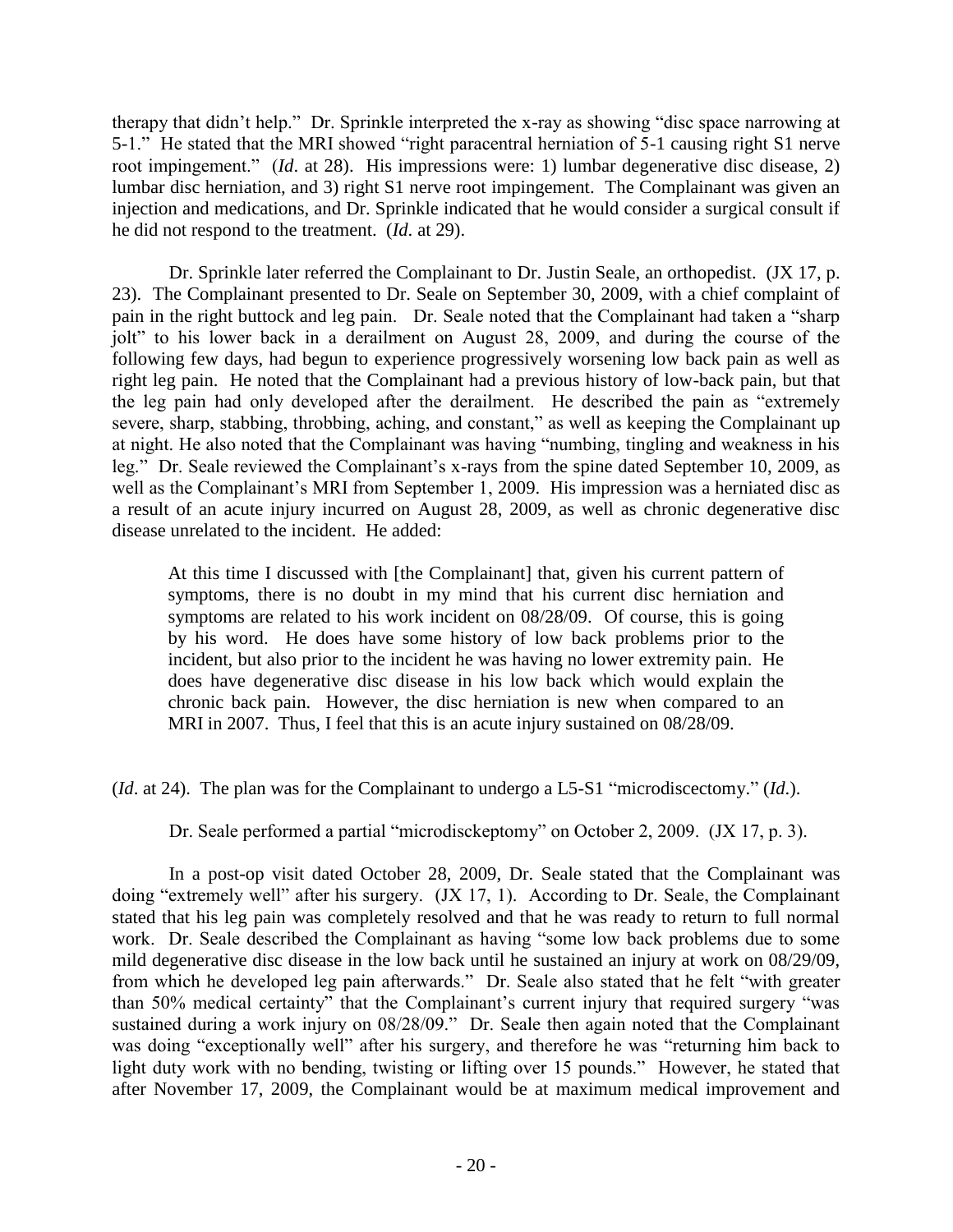therapy that didn't help." Dr. Sprinkle interpreted the x-ray as showing "disc space narrowing at 5-1." He stated that the MRI showed "right paracentral herniation of 5-1 causing right S1 nerve root impingement." (*Id*. at 28). His impressions were: 1) lumbar degenerative disc disease, 2) lumbar disc herniation, and 3) right S1 nerve root impingement. The Complainant was given an injection and medications, and Dr. Sprinkle indicated that he would consider a surgical consult if he did not respond to the treatment. (*Id*. at 29).

Dr. Sprinkle later referred the Complainant to Dr. Justin Seale, an orthopedist. (JX 17, p. 23). The Complainant presented to Dr. Seale on September 30, 2009, with a chief complaint of pain in the right buttock and leg pain. Dr. Seale noted that the Complainant had taken a "sharp jolt" to his lower back in a derailment on August 28, 2009, and during the course of the following few days, had begun to experience progressively worsening low back pain as well as right leg pain. He noted that the Complainant had a previous history of low-back pain, but that the leg pain had only developed after the derailment. He described the pain as "extremely severe, sharp, stabbing, throbbing, aching, and constant," as well as keeping the Complainant up at night. He also noted that the Complainant was having "numbing, tingling and weakness in his leg." Dr. Seale reviewed the Complainant's x-rays from the spine dated September 10, 2009, as well as the Complainant's MRI from September 1, 2009. His impression was a herniated disc as a result of an acute injury incurred on August 28, 2009, as well as chronic degenerative disc disease unrelated to the incident. He added:

> At this time I discussed with [the Complainant] that, given his current pattern of symptoms, there is no doubt in my mind that his current disc herniation and symptoms are related to his work incident on 08/28/09. Of course, this is going by his word. He does have some history of low back problems prior to the incident, but also prior to the incident he was having no lower extremity pain. He does have degenerative disc disease in his low back which would explain the chronic back pain. However, the disc herniation is new when compared to an MRI in 2007. Thus, I feel that this is an acute injury sustained on 08/28/09.

(*Id*. at 24). The plan was for the Complainant to undergo a L5-S1 "microdiscectomy." (*Id*.).

Dr. Seale performed a partial "microdisckeptomy" on October 2, 2009. (JX 17, p. 3).

In a post-op visit dated October 28, 2009, Dr. Seale stated that the Complainant was doing "extremely well" after his surgery. (JX 17, 1). According to Dr. Seale, the Complainant stated that his leg pain was completely resolved and that he was ready to return to full normal work. Dr. Seale described the Complainant as having "some low back problems due to some mild degenerative disc disease in the low back until he sustained an injury at work on 08/29/09, from which he developed leg pain afterwards." Dr. Seale also stated that he felt "with greater than 50% medical certainty" that the Complainant's current injury that required surgery "was sustained during a work injury on 08/28/09." Dr. Seale then again noted that the Complainant was doing "exceptionally well" after his surgery, and therefore he was "returning him back to light duty work with no bending, twisting or lifting over 15 pounds." However, he stated that after November 17, 2009, the Complainant would be at maximum medical improvement and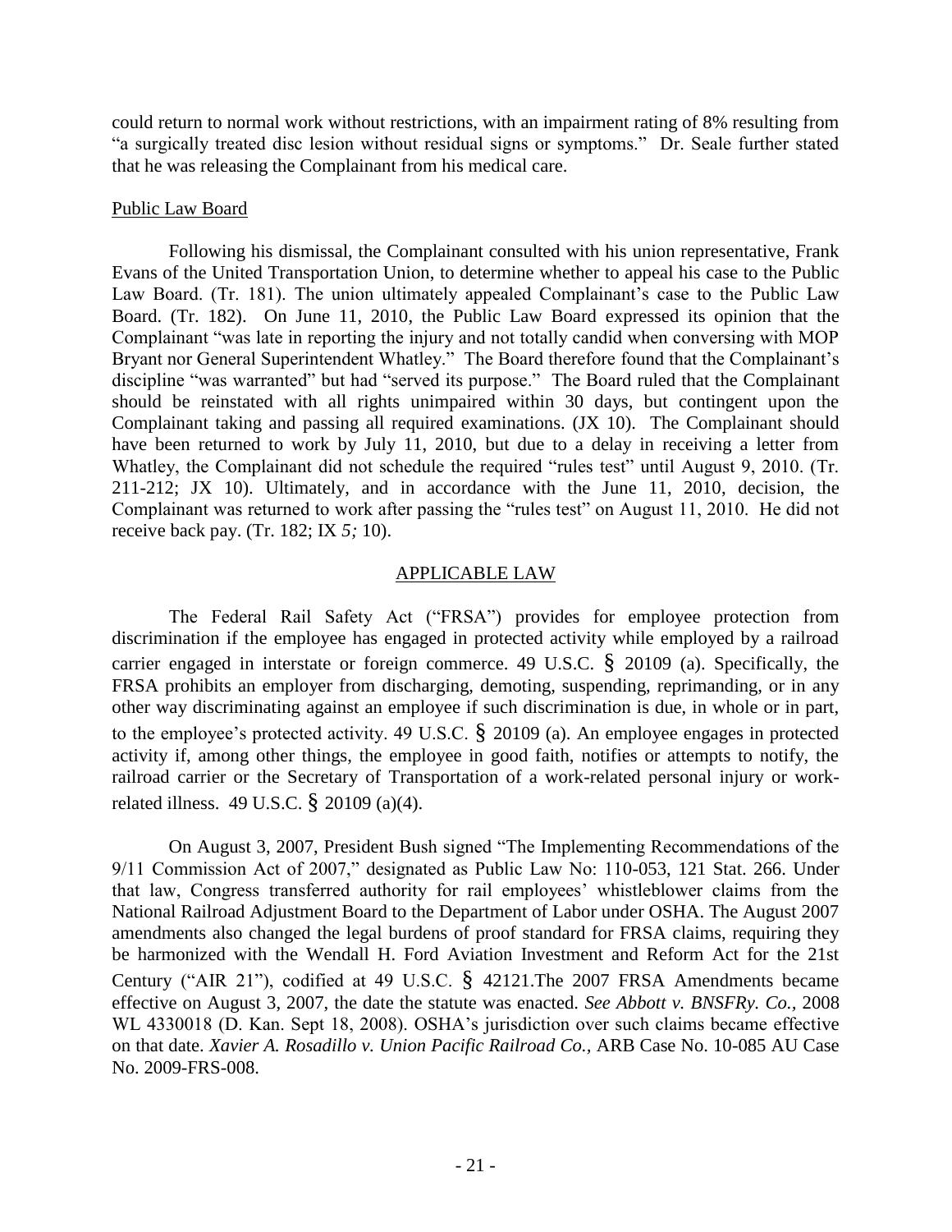could return to normal work without restrictions, with an impairment rating of 8% resulting from "a surgically treated disc lesion without residual signs or symptoms." Dr. Seale further stated that he was releasing the Complainant from his medical care.

Public Law Board

Following his dismissal, the Complainant consulted with his union representative, Frank Evans of the United Transportation Union, to determine whether to appeal his case to the Public Law Board. (Tr. 181). The union ultimately appealed Complainant's case to the Public Law Board. (Tr. 182). On June 11, 2010, the Public Law Board expressed its opinion that the Complainant "was late in reporting the injury and not totally candid when conversing with MOP Bryant nor General Superintendent Whatley." The Board therefore found that the Complainant's discipline "was warranted" but had "served its purpose." The Board ruled that the Complainant should be reinstated with all rights unimpaired within 30 days, but contingent upon the Complainant taking and passing all required examinations. (JX 10). The Complainant should have been returned to work by July 11, 2010, but due to a delay in receiving a letter from Whatley, the Complainant did not schedule the required "rules test" until August 9, 2010. (Tr. 211-212; JX 10). Ultimately, and in accordance with the June 11, 2010, decision, the Complainant was returned to work after passing the "rules test" on August 11, 2010. He did not receive back pay. (Tr. 182; IX *5;* 10).

## APPLICABLE LAW

The Federal Rail Safety Act ("FRSA") provides for employee protection from discrimination if the employee has engaged in protected activity while employed by a railroad carrier engaged in interstate or foreign commerce. 49 U.S.C. § 20109 (a). Specifically, the FRSA prohibits an employer from discharging, demoting, suspending, reprimanding, or in any other way discriminating against an employee if such discrimination is due, in whole or in part, to the employee's protected activity. 49 U.S.C. § 20109 (a). An employee engages in protected activity if, among other things, the employee in good faith, notifies or attempts to notify, the railroad carrier or the Secretary of Transportation of a work-related personal injury or work-related illness. 49 U.S.C. § 20109 (a)(4).

On August 3, 2007, President Bush signed "The Implementing Recommendations of the 9/11 Commission Act of 2007," designated as Public Law No: 110-053, 121 Stat. 266. Under that law, Congress transferred authority for rail employees' whistleblower claims from the National Railroad Adjustment Board to the Department of Labor under OSHA. The August 2007 amendments also changed the legal burdens of proof standard for FRSA claims, requiring they be harmonized with the Wendall H. Ford Aviation Investment and Reform Act for the 21st Century ("AIR 21"), codified at 49 U.S.C. § 42121.The 2007 FRSA Amendments became effective on August 3, 2007, the date the statute was enacted. *See Abbott v. BNSFRy. Co.,* 2008 WL 4330018 (D. Kan. Sept 18, 2008). OSHA's jurisdiction over such claims became effective on that date. *Xavier A. Rosadillo v. Union Pacific Railroad Co.,* ARB Case No. 10-085 AU Case No. 2009-FRS-008.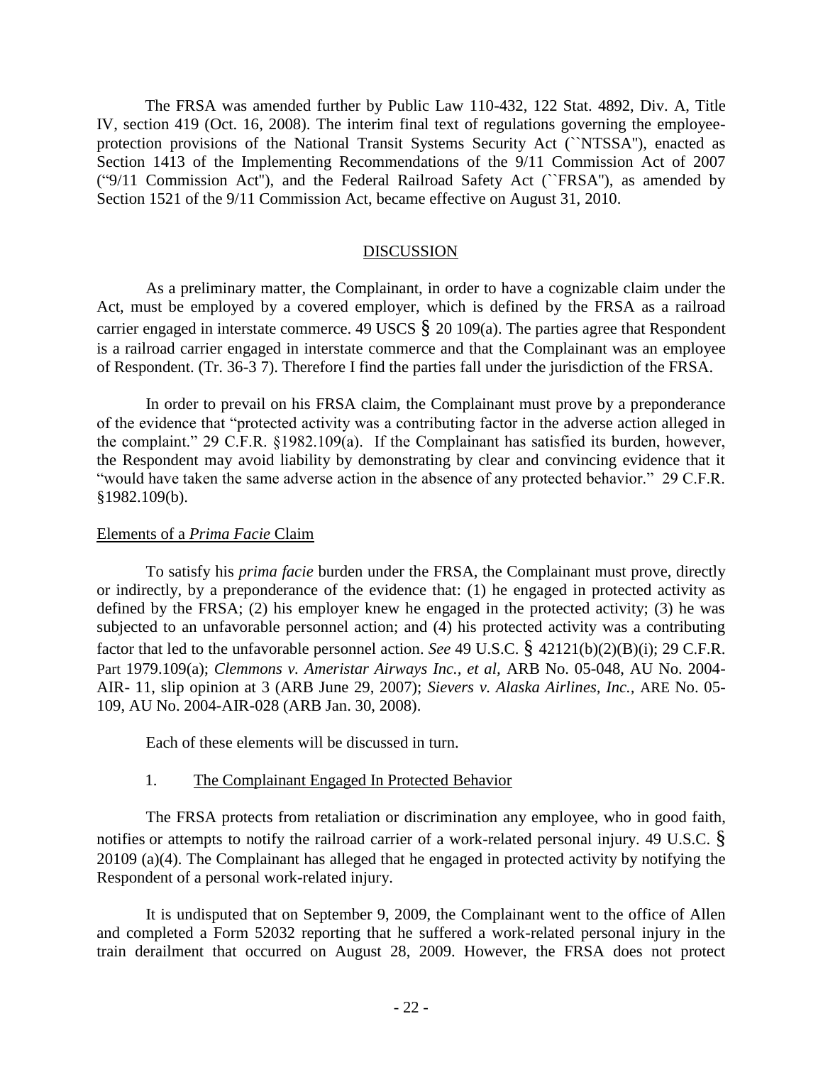The FRSA was amended further by Public Law 110-432, 122 Stat. 4892, Div. A, Title IV, section 419 (Oct. 16, 2008). The interim final text of regulations governing the employee-protection provisions of the National Transit Systems Security Act (``NTSSA''), enacted as Section 1413 of the Implementing Recommendations of the 9/11 Commission Act of 2007 ("9/11 Commission Act''), and the Federal Railroad Safety Act (``FRSA''), as amended by Section 1521 of the 9/11 Commission Act, became effective on August 31, 2010.

## DISCUSSION

As a preliminary matter, the Complainant, in order to have a cognizable claim under the Act, must be employed by a covered employer, which is defined by the FRSA as a railroad carrier engaged in interstate commerce. 49 USCS § 20 109(a). The parties agree that Respondent is a railroad carrier engaged in interstate commerce and that the Complainant was an employee of Respondent. (Tr. 36-3 7). Therefore I find the parties fall under the jurisdiction of the FRSA.

In order to prevail on his FRSA claim, the Complainant must prove by a preponderance of the evidence that "protected activity was a contributing factor in the adverse action alleged in the complaint." 29 C.F.R. §1982.109(a). If the Complainant has satisfied its burden, however, the Respondent may avoid liability by demonstrating by clear and convincing evidence that it "would have taken the same adverse action in the absence of any protected behavior." 29 C.F.R. §1982.109(b).

### Elements of a *Prima Facie* Claim

To satisfy his *prima facie* burden under the FRSA, the Complainant must prove, directly or indirectly, by a preponderance of the evidence that: (1) he engaged in protected activity as defined by the FRSA; (2) his employer knew he engaged in the protected activity; (3) he was subjected to an unfavorable personnel action; and (4) his protected activity was a contributing factor that led to the unfavorable personnel action. *See* 49 U.S.C. § 42121(b)(2)(B)(i); 29 C.F.R. Part 1979.109(a); *Clemmons v. Ameristar Airways Inc., et al,* ARB No. 05-048, AU No. 2004-AIR- 11, slip opinion at 3 (ARB June 29, 2007); *Sievers v. Alaska Airlines, Inc.*, ARE No. 05-109, AU No. 2004-AIR-028 (ARB Jan. 30, 2008).

Each of these elements will be discussed in turn.

1. The Complainant Engaged In Protected Behavior

The FRSA protects from retaliation or discrimination any employee, who in good faith, notifies or attempts to notify the railroad carrier of a work-related personal injury. 49 U.S.C. § 20109 (a)(4). The Complainant has alleged that he engaged in protected activity by notifying the Respondent of a personal work-related injury.

It is undisputed that on September 9, 2009, the Complainant went to the office of Allen and completed a Form 52032 reporting that he suffered a work-related personal injury in the train derailment that occurred on August 28, 2009. However, the FRSA does not protect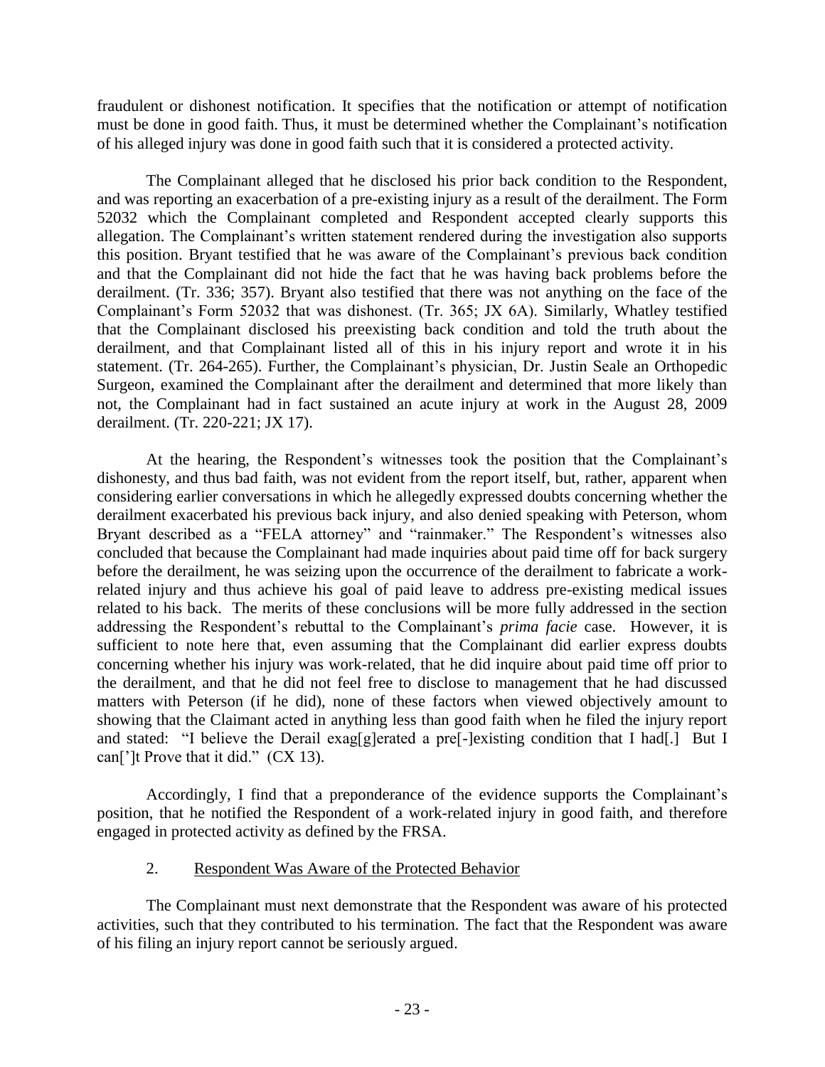fraudulent or dishonest notification. It specifies that the notification or attempt of notification must be done in good faith. Thus, it must be determined whether the Complainant's notification of his alleged injury was done in good faith such that it is considered a protected activity.

The Complainant alleged that he disclosed his prior back condition to the Respondent, and was reporting an exacerbation of a pre-existing injury as a result of the derailment. The Form 52032 which the Complainant completed and Respondent accepted clearly supports this allegation. The Complainant's written statement rendered during the investigation also supports this position. Bryant testified that he was aware of the Complainant's previous back condition and that the Complainant did not hide the fact that he was having back problems before the derailment. (Tr. 336; 357). Bryant also testified that there was not anything on the face of the Complainant's Form 52032 that was dishonest. (Tr. 365; JX 6A). Similarly, Whatley testified that the Complainant disclosed his preexisting back condition and told the truth about the derailment, and that Complainant listed all of this in his injury report and wrote it in his statement. (Tr. 264-265). Further, the Complainant's physician, Dr. Justin Seale an Orthopedic Surgeon, examined the Complainant after the derailment and determined that more likely than not, the Complainant had in fact sustained an acute injury at work in the August 28, 2009 derailment. (Tr. 220-221; JX 17).

At the hearing, the Respondent's witnesses took the position that the Complainant's dishonesty, and thus bad faith, was not evident from the report itself, but, rather, apparent when considering earlier conversations in which he allegedly expressed doubts concerning whether the derailment exacerbated his previous back injury, and also denied speaking with Peterson, whom Bryant described as a "FELA attorney" and "rainmaker." The Respondent's witnesses also concluded that because the Complainant had made inquiries about paid time off for back surgery before the derailment, he was seizing upon the occurrence of the derailment to fabricate a work-related injury and thus achieve his goal of paid leave to address pre-existing medical issues related to his back. The merits of these conclusions will be more fully addressed in the section addressing the Respondent's rebuttal to the Complainant's *prima facie* case. However, it is sufficient to note here that, even assuming that the Complainant did earlier express doubts concerning whether his injury was work-related, that he did inquire about paid time off prior to the derailment, and that he did not feel free to disclose to management that he had discussed matters with Peterson (if he did), none of these factors when viewed objectively amount to showing that the Claimant acted in anything less than good faith when he filed the injury report and stated: "I believe the Derail exag[g]erated a pre[-]existing condition that I had[.] But I can[']t Prove that it did." (CX 13).

Accordingly, I find that a preponderance of the evidence supports the Complainant's position, that he notified the Respondent of a work-related injury in good faith, and therefore engaged in protected activity as defined by the FRSA.

2. <u>Respondent Was Aware of the Protected Behavior</u>

The Complainant must next demonstrate that the Respondent was aware of his protected activities, such that they contributed to his termination. The fact that the Respondent was aware of his filing an injury report cannot be seriously argued.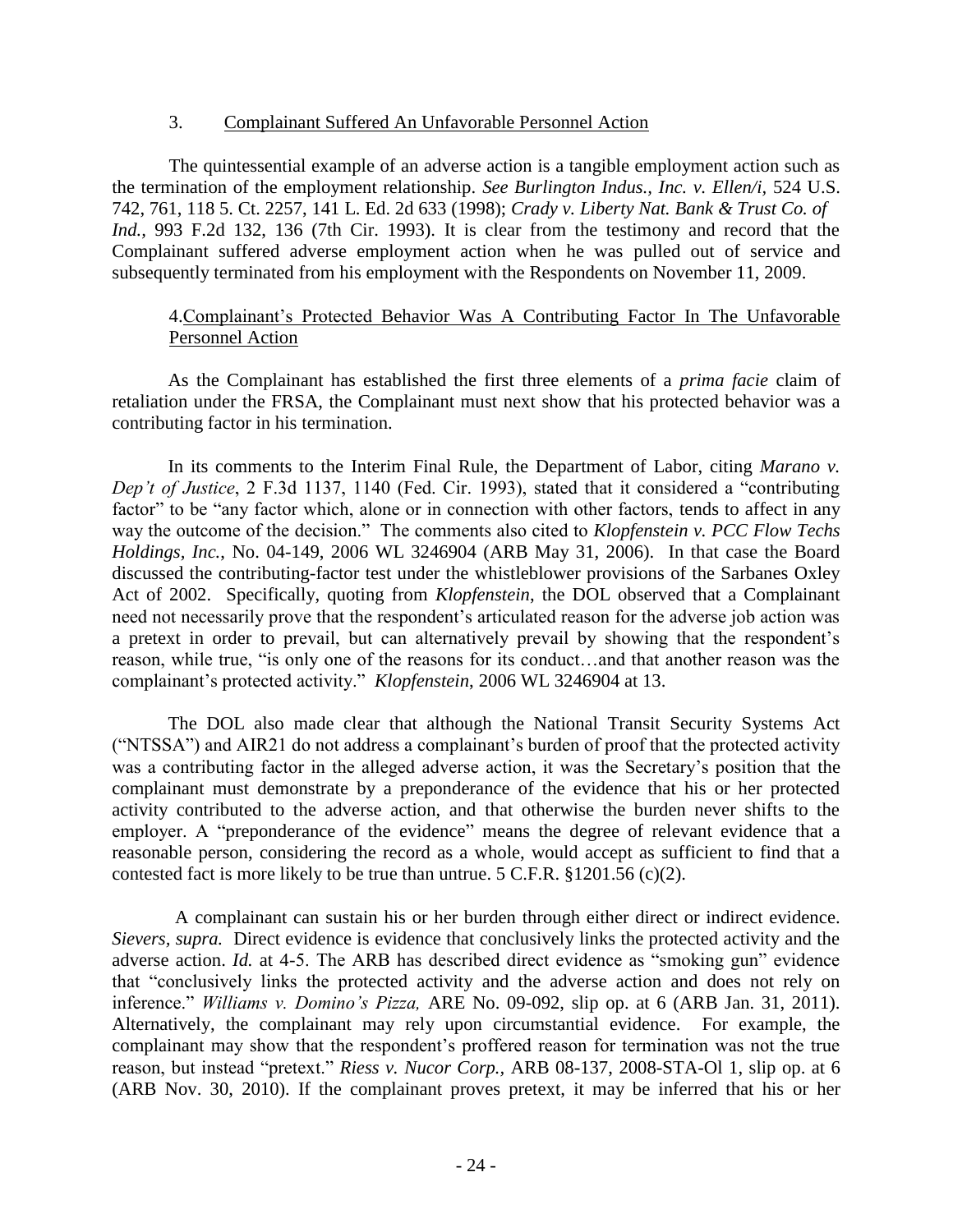### 3. Complainant Suffered An Unfavorable Personnel Action

The quintessential example of an adverse action is a tangible employment action such as the termination of the employment relationship. *See Burlington Indus., Inc. v. Ellen/i,* 524 U.S. 742, 761, 118 5. Ct. 2257, 141 L. Ed. 2d 633 (1998); *Crady v. Liberty Nat. Bank & Trust Co. of Ind.,* 993 F.2d 132, 136 (7th Cir. 1993). It is clear from the testimony and record that the Complainant suffered adverse employment action when he was pulled out of service and subsequently terminated from his employment with the Respondents on November 11, 2009.

### 4. Complainant's Protected Behavior Was A Contributing Factor In The Unfavorable Personnel Action

As the Complainant has established the first three elements of a *prima facie* claim of retaliation under the FRSA, the Complainant must next show that his protected behavior was a contributing factor in his termination.

In its comments to the Interim Final Rule, the Department of Labor, citing *Marano v. Dep't of Justice*, 2 F.3d 1137, 1140 (Fed. Cir. 1993), stated that it considered a "contributing factor" to be "any factor which, alone or in connection with other factors, tends to affect in any way the outcome of the decision." The comments also cited to *Klopfenstein v. PCC Flow Techs Holdings, Inc.*, No. 04-149, 2006 WL 3246904 (ARB May 31, 2006). In that case the Board discussed the contributing-factor test under the whistleblower provisions of the Sarbanes Oxley Act of 2002. Specifically, quoting from *Klopfenstein*, the DOL observed that a Complainant need not necessarily prove that the respondent's articulated reason for the adverse job action was a pretext in order to prevail, but can alternatively prevail by showing that the respondent's reason, while true, "is only one of the reasons for its conduct…and that another reason was the complainant's protected activity." *Klopfenstein*, 2006 WL 3246904 at 13.

The DOL also made clear that although the National Transit Security Systems Act ("NTSSA") and AIR21 do not address a complainant's burden of proof that the protected activity was a contributing factor in the alleged adverse action, it was the Secretary's position that the complainant must demonstrate by a preponderance of the evidence that his or her protected activity contributed to the adverse action, and that otherwise the burden never shifts to the employer. A "preponderance of the evidence" means the degree of relevant evidence that a reasonable person, considering the record as a whole, would accept as sufficient to find that a contested fact is more likely to be true than untrue. 5 C.F.R. §1201.56 (c)(2).

A complainant can sustain his or her burden through either direct or indirect evidence. *Sievers, supra.* Direct evidence is evidence that conclusively links the protected activity and the adverse action. *Id.* at 4-5. The ARB has described direct evidence as "smoking gun" evidence that "conclusively links the protected activity and the adverse action and does not rely on inference." *Williams v. Domino's Pizza,* ARE No. 09-092, slip op. at 6 (ARB Jan. 31, 2011). Alternatively, the complainant may rely upon circumstantial evidence. For example, the complainant may show that the respondent's proffered reason for termination was not the true reason, but instead "pretext." *Riess v. Nucor Corp.,* ARB 08-137, 2008-STA-Ol 1, slip op. at 6 (ARB Nov. 30, 2010). If the complainant proves pretext, it may be inferred that his or her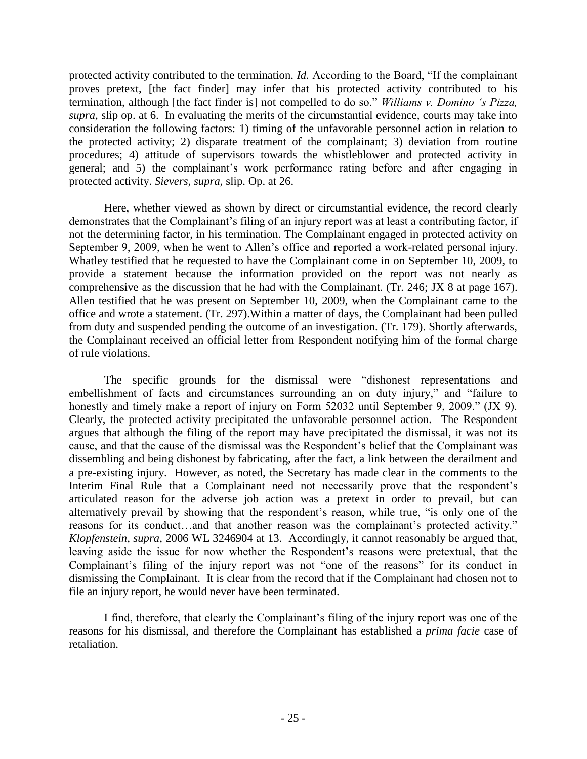protected activity contributed to the termination. *Id.* According to the Board, "If the complainant proves pretext, [the fact finder] may infer that his protected activity contributed to his termination, although [the fact finder is] not compelled to do so." *Williams v. Domino 's Pizza, supra*, slip op. at 6. In evaluating the merits of the circumstantial evidence, courts may take into consideration the following factors: 1) timing of the unfavorable personnel action in relation to the protected activity; 2) disparate treatment of the complainant; 3) deviation from routine procedures; 4) attitude of supervisors towards the whistleblower and protected activity in general; and 5) the complainant's work performance rating before and after engaging in protected activity. *Sievers, supra,* slip. Op. at 26.

Here, whether viewed as shown by direct or circumstantial evidence, the record clearly demonstrates that the Complainant's filing of an injury report was at least a contributing factor, if not the determining factor, in his termination. The Complainant engaged in protected activity on September 9, 2009, when he went to Allen's office and reported a work-related personal injury. Whatley testified that he requested to have the Complainant come in on September 10, 2009, to provide a statement because the information provided on the report was not nearly as comprehensive as the discussion that he had with the Complainant. (Tr. 246; JX 8 at page 167). Allen testified that he was present on September 10, 2009, when the Complainant came to the office and wrote a statement. (Tr. 297).Within a matter of days, the Complainant had been pulled from duty and suspended pending the outcome of an investigation. (Tr. 179). Shortly afterwards, the Complainant received an official letter from Respondent notifying him of the formal charge of rule violations.

The specific grounds for the dismissal were "dishonest representations and embellishment of facts and circumstances surrounding an on duty injury," and "failure to honestly and timely make a report of injury on Form 52032 until September 9, 2009." (JX 9). Clearly, the protected activity precipitated the unfavorable personnel action. The Respondent argues that although the filing of the report may have precipitated the dismissal, it was not its cause, and that the cause of the dismissal was the Respondent's belief that the Complainant was dissembling and being dishonest by fabricating, after the fact, a link between the derailment and a pre-existing injury. However, as noted, the Secretary has made clear in the comments to the Interim Final Rule that a Complainant need not necessarily prove that the respondent's articulated reason for the adverse job action was a pretext in order to prevail, but can alternatively prevail by showing that the respondent's reason, while true, "is only one of the reasons for its conduct…and that another reason was the complainant's protected activity." *Klopfenstein*, *supra*, 2006 WL 3246904 at 13. Accordingly, it cannot reasonably be argued that, leaving aside the issue for now whether the Respondent's reasons were pretextual, that the Complainant's filing of the injury report was not "one of the reasons" for its conduct in dismissing the Complainant. It is clear from the record that if the Complainant had chosen not to file an injury report, he would never have been terminated.

I find, therefore, that clearly the Complainant's filing of the injury report was one of the reasons for his dismissal, and therefore the Complainant has established a *prima facie* case of retaliation.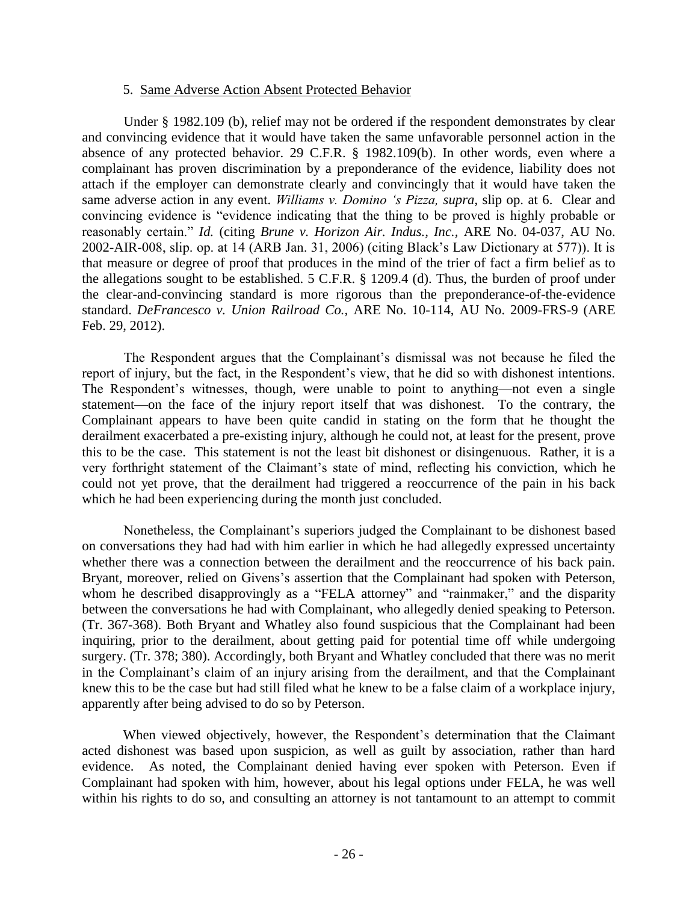5. Same Adverse Action Absent Protected Behavior

Under § 1982.109 (b), relief may not be ordered if the respondent demonstrates by clear and convincing evidence that it would have taken the same unfavorable personnel action in the absence of any protected behavior. 29 C.F.R. § 1982.109(b). In other words, even where a complainant has proven discrimination by a preponderance of the evidence, liability does not attach if the employer can demonstrate clearly and convincingly that it would have taken the same adverse action in any event. *Williams v. Domino 's Pizza, supra*, slip op. at 6. Clear and convincing evidence is "evidence indicating that the thing to be proved is highly probable or reasonably certain." *Id.* (citing *Brune v. Horizon Air. Indus., Inc.*, ARE No. 04-037, AU No. 2002-AIR-008, slip. op. at 14 (ARB Jan. 31, 2006) (citing Black's Law Dictionary at 577)). It is that measure or degree of proof that produces in the mind of the trier of fact a firm belief as to the allegations sought to be established. 5 C.F.R. § 1209.4 (d). Thus, the burden of proof under the clear-and-convincing standard is more rigorous than the preponderance-of-the-evidence standard. *DeFrancesco v. Union Railroad Co.*, ARE No. 10-114, AU No. 2009-FRS-9 (ARE Feb. 29, 2012).

The Respondent argues that the Complainant's dismissal was not because he filed the report of injury, but the fact, in the Respondent's view, that he did so with dishonest intentions. The Respondent's witnesses, though, were unable to point to anything—not even a single statement—on the face of the injury report itself that was dishonest. To the contrary, the Complainant appears to have been quite candid in stating on the form that he thought the derailment exacerbated a pre-existing injury, although he could not, at least for the present, prove this to be the case. This statement is not the least bit dishonest or disingenuous. Rather, it is a very forthright statement of the Claimant's state of mind, reflecting his conviction, which he could not yet prove, that the derailment had triggered a reoccurrence of the pain in his back which he had been experiencing during the month just concluded.

Nonetheless, the Complainant's superiors judged the Complainant to be dishonest based on conversations they had had with him earlier in which he had allegedly expressed uncertainty whether there was a connection between the derailment and the reoccurrence of his back pain. Bryant, moreover, relied on Givens's assertion that the Complainant had spoken with Peterson, whom he described disapprovingly as a "FELA attorney" and "rainmaker," and the disparity between the conversations he had with Complainant, who allegedly denied speaking to Peterson. (Tr. 367-368). Both Bryant and Whatley also found suspicious that the Complainant had been inquiring, prior to the derailment, about getting paid for potential time off while undergoing surgery. (Tr. 378; 380). Accordingly, both Bryant and Whatley concluded that there was no merit in the Complainant's claim of an injury arising from the derailment, and that the Complainant knew this to be the case but had still filed what he knew to be a false claim of a workplace injury, apparently after being advised to do so by Peterson.

When viewed objectively, however, the Respondent's determination that the Claimant acted dishonest was based upon suspicion, as well as guilt by association, rather than hard evidence. As noted, the Complainant denied having ever spoken with Peterson. Even if Complainant had spoken with him, however, about his legal options under FELA, he was well within his rights to do so, and consulting an attorney is not tantamount to an attempt to commit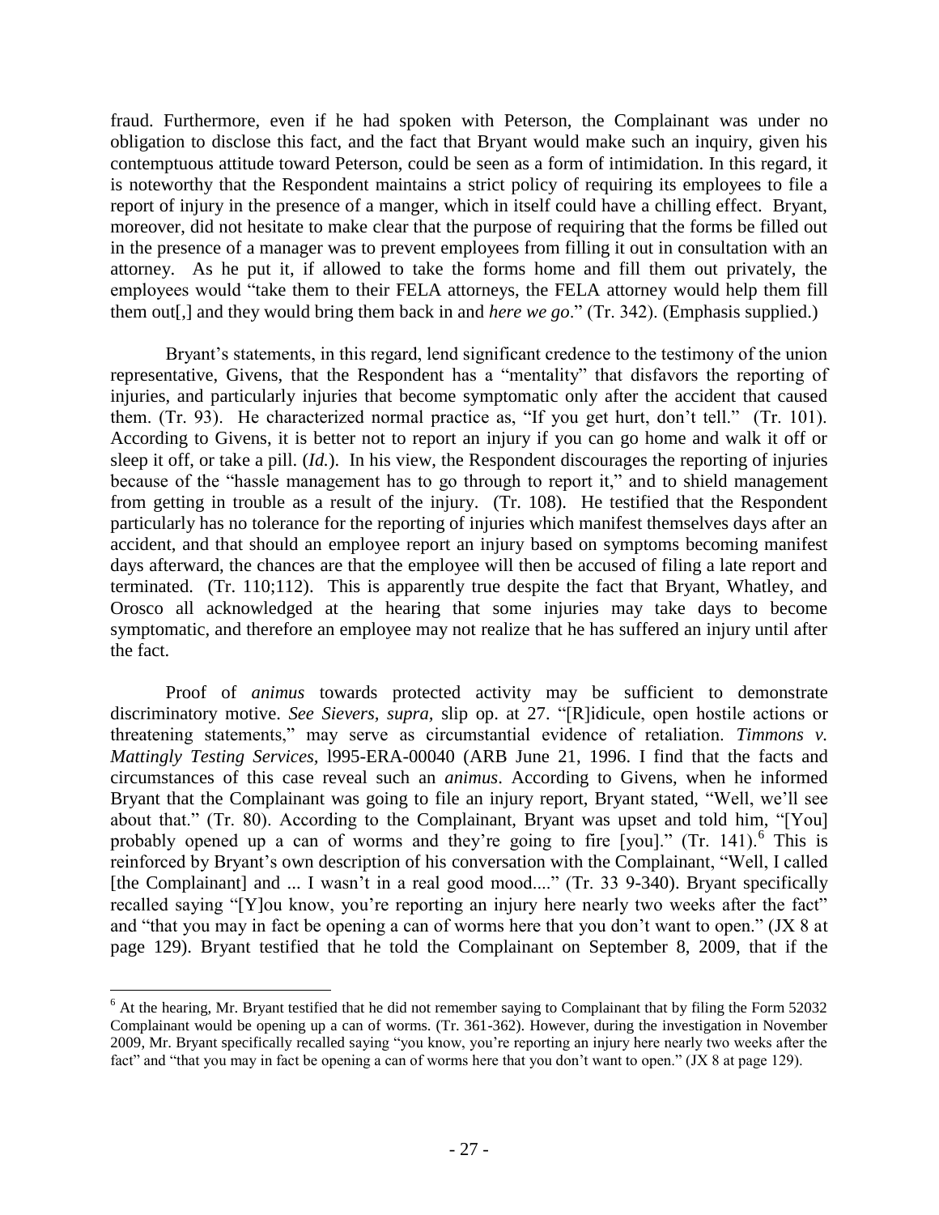fraud. Furthermore, even if he had spoken with Peterson, the Complainant was under no obligation to disclose this fact, and the fact that Bryant would make such an inquiry, given his contemptuous attitude toward Peterson, could be seen as a form of intimidation. In this regard, it is noteworthy that the Respondent maintains a strict policy of requiring its employees to file a report of injury in the presence of a manger, which in itself could have a chilling effect. Bryant, moreover, did not hesitate to make clear that the purpose of requiring that the forms be filled out in the presence of a manager was to prevent employees from filling it out in consultation with an attorney. As he put it, if allowed to take the forms home and fill them out privately, the employees would "take them to their FELA attorneys, the FELA attorney would help them fill them out[,] and they would bring them back in and *here we go*." (Tr. 342). (Emphasis supplied.)

Bryant's statements, in this regard, lend significant credence to the testimony of the union representative, Givens, that the Respondent has a "mentality" that disfavors the reporting of injuries, and particularly injuries that become symptomatic only after the accident that caused them. (Tr. 93). He characterized normal practice as, "If you get hurt, don't tell." (Tr. 101). According to Givens, it is better not to report an injury if you can go home and walk it off or sleep it off, or take a pill. (*Id.*). In his view, the Respondent discourages the reporting of injuries because of the "hassle management has to go through to report it," and to shield management from getting in trouble as a result of the injury. (Tr. 108). He testified that the Respondent particularly has no tolerance for the reporting of injuries which manifest themselves days after an accident, and that should an employee report an injury based on symptoms becoming manifest days afterward, the chances are that the employee will then be accused of filing a late report and terminated. (Tr. 110;112). This is apparently true despite the fact that Bryant, Whatley, and Orosco all acknowledged at the hearing that some injuries may take days to become symptomatic, and therefore an employee may not realize that he has suffered an injury until after the fact.

Proof of *animus* towards protected activity may be sufficient to demonstrate discriminatory motive. *See Sievers*, *supra*, slip op. at 27. "[R]idicule, open hostile actions or threatening statements," may serve as circumstantial evidence of retaliation. *Timmons v. Mattingly Testing Services*, l995-ERA-00040 (ARB June 21, 1996. I find that the facts and circumstances of this case reveal such an *animus*. According to Givens, when he informed Bryant that the Complainant was going to file an injury report, Bryant stated, "Well, we'll see about that." (Tr. 80). According to the Complainant, Bryant was upset and told him, "[You] probably opened up a can of worms and they're going to fire [you]." (Tr. 141).[6] This is reinforced by Bryant's own description of his conversation with the Complainant, "Well, I called [the Complainant] and ... I wasn't in a real good mood...." (Tr. 33 9-340). Bryant specifically recalled saying "[Y]ou know, you're reporting an injury here nearly two weeks after the fact" and "that you may in fact be opening a can of worms here that you don't want to open." (JX 8 at page 129). Bryant testified that he told the Complainant on September 8, 2009, that if the

---

[6] At the hearing, Mr. Bryant testified that he did not remember saying to Complainant that by filing the Form 52032 Complainant would be opening up a can of worms. (Tr. 361-362). However, during the investigation in November 2009, Mr. Bryant specifically recalled saying "you know, you're reporting an injury here nearly two weeks after the fact" and "that you may in fact be opening a can of worms here that you don't want to open." (JX 8 at page 129).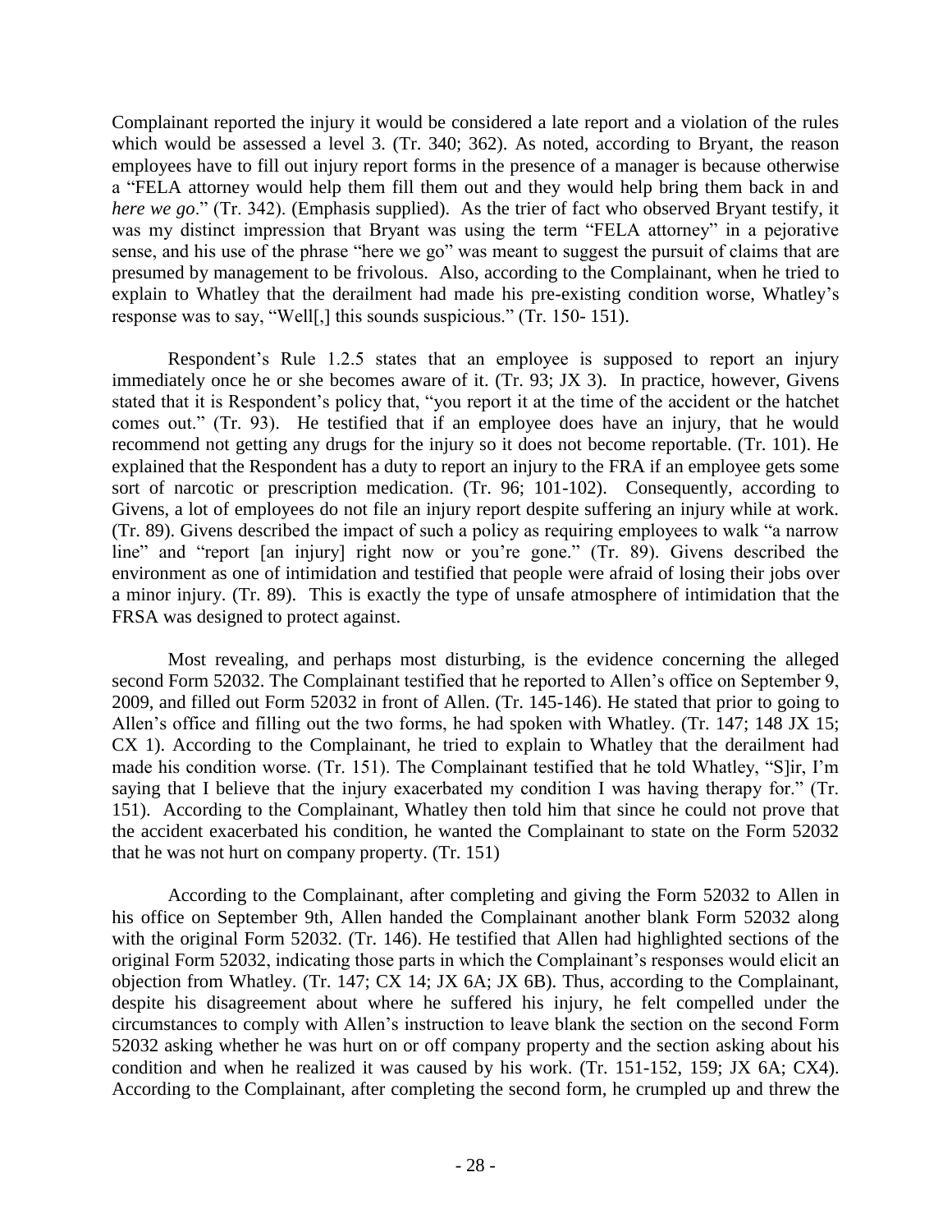Complainant reported the injury it would be considered a late report and a violation of the rules which would be assessed a level 3. (Tr. 340; 362). As noted, according to Bryant, the reason employees have to fill out injury report forms in the presence of a manager is because otherwise a "FELA attorney would help them fill them out and they would help bring them back in and *here we go*." (Tr. 342). (Emphasis supplied). As the trier of fact who observed Bryant testify, it was my distinct impression that Bryant was using the term "FELA attorney" in a pejorative sense, and his use of the phrase "here we go" was meant to suggest the pursuit of claims that are presumed by management to be frivolous. Also, according to the Complainant, when he tried to explain to Whatley that the derailment had made his pre-existing condition worse, Whatley's response was to say, "Well[,] this sounds suspicious." (Tr. 150- 151).

Respondent's Rule 1.2.5 states that an employee is supposed to report an injury immediately once he or she becomes aware of it. (Tr. 93; JX 3). In practice, however, Givens stated that it is Respondent's policy that, "you report it at the time of the accident or the hatchet comes out." (Tr. 93). He testified that if an employee does have an injury, that he would recommend not getting any drugs for the injury so it does not become reportable. (Tr. 101). He explained that the Respondent has a duty to report an injury to the FRA if an employee gets some sort of narcotic or prescription medication. (Tr. 96; 101-102). Consequently, according to Givens, a lot of employees do not file an injury report despite suffering an injury while at work. (Tr. 89). Givens described the impact of such a policy as requiring employees to walk "a narrow line" and "report [an injury] right now or you're gone." (Tr. 89). Givens described the environment as one of intimidation and testified that people were afraid of losing their jobs over a minor injury. (Tr. 89). This is exactly the type of unsafe atmosphere of intimidation that the FRSA was designed to protect against.

Most revealing, and perhaps most disturbing, is the evidence concerning the alleged second Form 52032. The Complainant testified that he reported to Allen's office on September 9, 2009, and filled out Form 52032 in front of Allen. (Tr. 145-146). He stated that prior to going to Allen's office and filling out the two forms, he had spoken with Whatley. (Tr. 147; 148 JX 15; CX 1). According to the Complainant, he tried to explain to Whatley that the derailment had made his condition worse. (Tr. 151). The Complainant testified that he told Whatley, "S]ir, I'm saying that I believe that the injury exacerbated my condition I was having therapy for." (Tr. 151). According to the Complainant, Whatley then told him that since he could not prove that the accident exacerbated his condition, he wanted the Complainant to state on the Form 52032 that he was not hurt on company property. (Tr. 151)

According to the Complainant, after completing and giving the Form 52032 to Allen in his office on September 9th, Allen handed the Complainant another blank Form 52032 along with the original Form 52032. (Tr. 146). He testified that Allen had highlighted sections of the original Form 52032, indicating those parts in which the Complainant's responses would elicit an objection from Whatley. (Tr. 147; CX 14; JX 6A; JX 6B). Thus, according to the Complainant, despite his disagreement about where he suffered his injury, he felt compelled under the circumstances to comply with Allen's instruction to leave blank the section on the second Form 52032 asking whether he was hurt on or off company property and the section asking about his condition and when he realized it was caused by his work. (Tr. 151-152, 159; JX 6A; CX4). According to the Complainant, after completing the second form, he crumpled up and threw the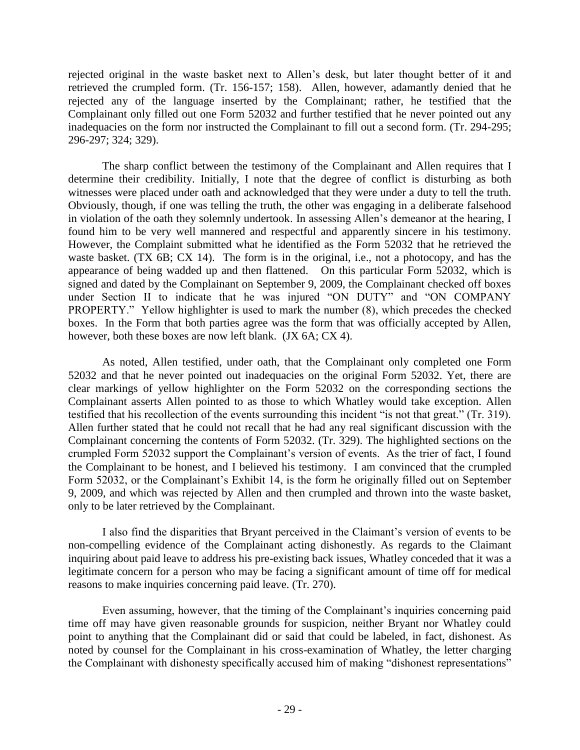rejected original in the waste basket next to Allen's desk, but later thought better of it and retrieved the crumpled form. (Tr. 156-157; 158). Allen, however, adamantly denied that he rejected any of the language inserted by the Complainant; rather, he testified that the Complainant only filled out one Form 52032 and further testified that he never pointed out any inadequacies on the form nor instructed the Complainant to fill out a second form. (Tr. 294-295; 296-297; 324; 329).

The sharp conflict between the testimony of the Complainant and Allen requires that I determine their credibility. Initially, I note that the degree of conflict is disturbing as both witnesses were placed under oath and acknowledged that they were under a duty to tell the truth. Obviously, though, if one was telling the truth, the other was engaging in a deliberate falsehood in violation of the oath they solemnly undertook. In assessing Allen's demeanor at the hearing, I found him to be very well mannered and respectful and apparently sincere in his testimony. However, the Complaint submitted what he identified as the Form 52032 that he retrieved the waste basket. (TX 6B; CX 14). The form is in the original, i.e., not a photocopy, and has the appearance of being wadded up and then flattened. On this particular Form 52032, which is signed and dated by the Complainant on September 9, 2009, the Complainant checked off boxes under Section II to indicate that he was injured "ON DUTY" and "ON COMPANY PROPERTY." Yellow highlighter is used to mark the number (8), which precedes the checked boxes. In the Form that both parties agree was the form that was officially accepted by Allen, however, both these boxes are now left blank. (JX 6A; CX 4).

As noted, Allen testified, under oath, that the Complainant only completed one Form 52032 and that he never pointed out inadequacies on the original Form 52032. Yet, there are clear markings of yellow highlighter on the Form 52032 on the corresponding sections the Complainant asserts Allen pointed to as those to which Whatley would take exception. Allen testified that his recollection of the events surrounding this incident "is not that great." (Tr. 319). Allen further stated that he could not recall that he had any real significant discussion with the Complainant concerning the contents of Form 52032. (Tr. 329). The highlighted sections on the crumpled Form 52032 support the Complainant's version of events. As the trier of fact, I found the Complainant to be honest, and I believed his testimony. I am convinced that the crumpled Form 52032, or the Complainant's Exhibit 14, is the form he originally filled out on September 9, 2009, and which was rejected by Allen and then crumpled and thrown into the waste basket, only to be later retrieved by the Complainant.

I also find the disparities that Bryant perceived in the Claimant's version of events to be non-compelling evidence of the Complainant acting dishonestly. As regards to the Claimant inquiring about paid leave to address his pre-existing back issues, Whatley conceded that it was a legitimate concern for a person who may be facing a significant amount of time off for medical reasons to make inquiries concerning paid leave. (Tr. 270).

Even assuming, however, that the timing of the Complainant's inquiries concerning paid time off may have given reasonable grounds for suspicion, neither Bryant nor Whatley could point to anything that the Complainant did or said that could be labeled, in fact, dishonest. As noted by counsel for the Complainant in his cross-examination of Whatley, the letter charging the Complainant with dishonesty specifically accused him of making "dishonest representations"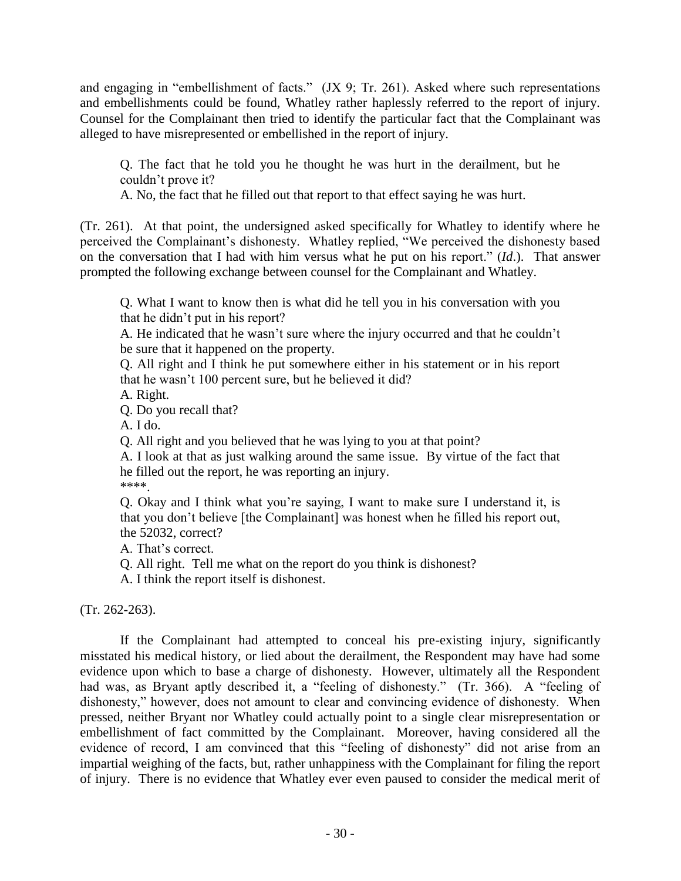and engaging in "embellishment of facts." (JX 9; Tr. 261). Asked where such representations and embellishments could be found, Whatley rather haplessly referred to the report of injury. Counsel for the Complainant then tried to identify the particular fact that the Complainant was alleged to have misrepresented or embellished in the report of injury.

> Q. The fact that he told you he thought he was hurt in the derailment, but he couldn't prove it?
> A. No, the fact that he filled out that report to that effect saying he was hurt.

(Tr. 261). At that point, the undersigned asked specifically for Whatley to identify where he perceived the Complainant's dishonesty. Whatley replied, "We perceived the dishonesty based on the conversation that I had with him versus what he put on his report." (*Id*.). That answer prompted the following exchange between counsel for the Complainant and Whatley.

> Q. What I want to know then is what did he tell you in his conversation with you that he didn't put in his report?
> A. He indicated that he wasn't sure where the injury occurred and that he couldn't be sure that it happened on the property.
> Q. All right and I think he put somewhere either in his statement or in his report that he wasn't 100 percent sure, but he believed it did?
> A. Right.
> Q. Do you recall that?
> A. I do.
> Q. All right and you believed that he was lying to you at that point?
> A. I look at that as just walking around the same issue. By virtue of the fact that he filled out the report, he was reporting an injury.
> ****.
> Q. Okay and I think what you're saying, I want to make sure I understand it, is that you don't believe [the Complainant] was honest when he filled his report out, the 52032, correct?
> A. That's correct.
> Q. All right. Tell me what on the report do you think is dishonest?
> A. I think the report itself is dishonest.

(Tr. 262-263).

If the Complainant had attempted to conceal his pre-existing injury, significantly misstated his medical history, or lied about the derailment, the Respondent may have had some evidence upon which to base a charge of dishonesty. However, ultimately all the Respondent had was, as Bryant aptly described it, a "feeling of dishonesty." (Tr. 366). A "feeling of dishonesty," however, does not amount to clear and convincing evidence of dishonesty. When pressed, neither Bryant nor Whatley could actually point to a single clear misrepresentation or embellishment of fact committed by the Complainant. Moreover, having considered all the evidence of record, I am convinced that this "feeling of dishonesty" did not arise from an impartial weighing of the facts, but, rather unhappiness with the Complainant for filing the report of injury. There is no evidence that Whatley ever even paused to consider the medical merit of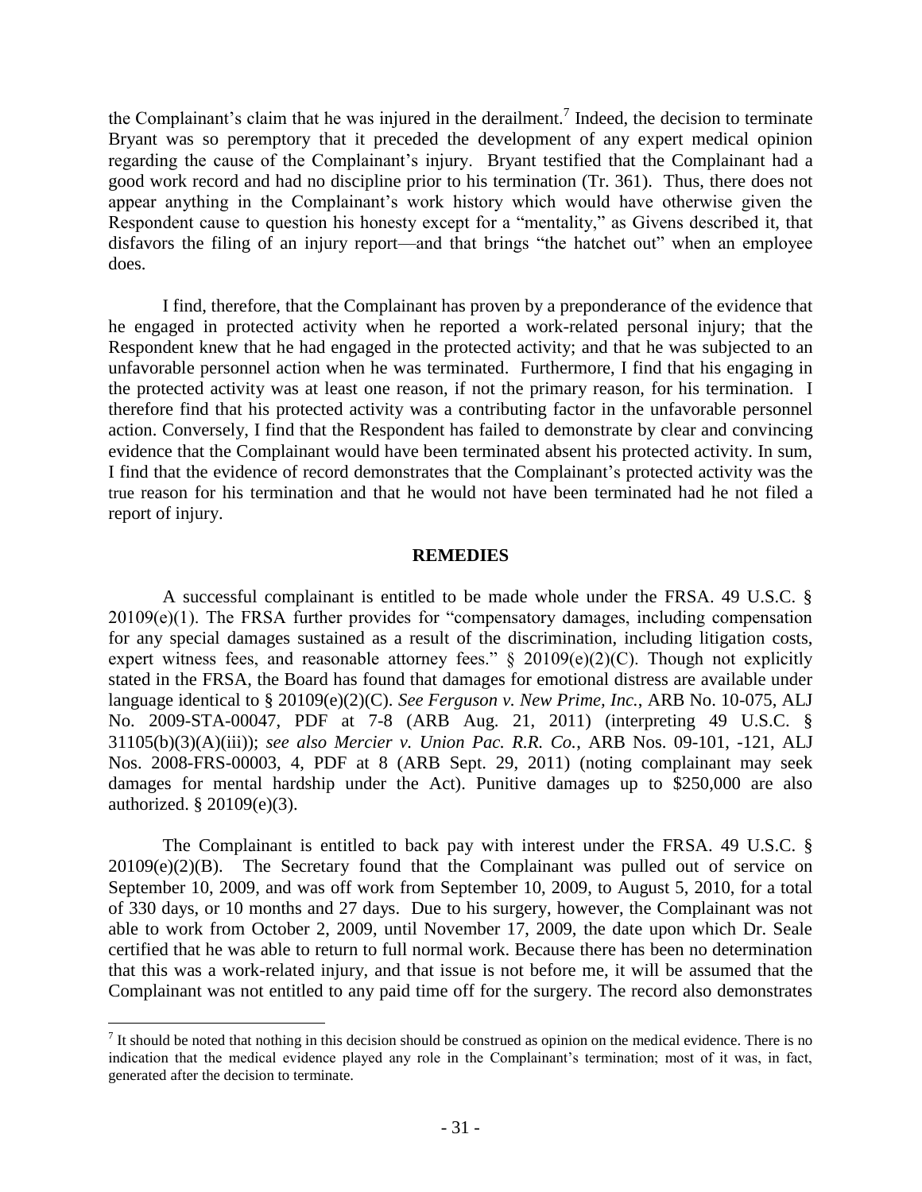the Complainant's claim that he was injured in the derailment.[7] Indeed, the decision to terminate Bryant was so peremptory that it preceded the development of any expert medical opinion regarding the cause of the Complainant's injury. Bryant testified that the Complainant had a good work record and had no discipline prior to his termination (Tr. 361). Thus, there does not appear anything in the Complainant's work history which would have otherwise given the Respondent cause to question his honesty except for a "mentality," as Givens described it, that disfavors the filing of an injury report—and that brings "the hatchet out" when an employee does.

I find, therefore, that the Complainant has proven by a preponderance of the evidence that he engaged in protected activity when he reported a work-related personal injury; that the Respondent knew that he had engaged in the protected activity; and that he was subjected to an unfavorable personnel action when he was terminated. Furthermore, I find that his engaging in the protected activity was at least one reason, if not the primary reason, for his termination. I therefore find that his protected activity was a contributing factor in the unfavorable personnel action. Conversely, I find that the Respondent has failed to demonstrate by clear and convincing evidence that the Complainant would have been terminated absent his protected activity. In sum, I find that the evidence of record demonstrates that the Complainant's protected activity was the true reason for his termination and that he would not have been terminated had he not filed a report of injury.

## REMEDIES

A successful complainant is entitled to be made whole under the FRSA. 49 U.S.C. § 20109(e)(1). The FRSA further provides for "compensatory damages, including compensation for any special damages sustained as a result of the discrimination, including litigation costs, expert witness fees, and reasonable attorney fees." § 20109(e)(2)(C). Though not explicitly stated in the FRSA, the Board has found that damages for emotional distress are available under language identical to § 20109(e)(2)(C). *See Ferguson v. New Prime, Inc.*, ARB No. 10-075, ALJ No. 2009-STA-00047, PDF at 7-8 (ARB Aug. 21, 2011) (interpreting 49 U.S.C. § 31105(b)(3)(A)(iii)); *see also Mercier v. Union Pac. R.R. Co.*, ARB Nos. 09-101, -121, ALJ Nos. 2008-FRS-00003, 4, PDF at 8 (ARB Sept. 29, 2011) (noting complainant may seek damages for mental hardship under the Act). Punitive damages up to $250,000 are also authorized. § 20109(e)(3).

The Complainant is entitled to back pay with interest under the FRSA. 49 U.S.C. § 20109(e)(2)(B). The Secretary found that the Complainant was pulled out of service on September 10, 2009, and was off work from September 10, 2009, to August 5, 2010, for a total of 330 days, or 10 months and 27 days. Due to his surgery, however, the Complainant was not able to work from October 2, 2009, until November 17, 2009, the date upon which Dr. Seale certified that he was able to return to full normal work. Because there has been no determination that this was a work-related injury, and that issue is not before me, it will be assumed that the Complainant was not entitled to any paid time off for the surgery. The record also demonstrates

[7] It should be noted that nothing in this decision should be construed as opinion on the medical evidence. There is no indication that the medical evidence played any role in the Complainant's termination; most of it was, in fact, generated after the decision to terminate.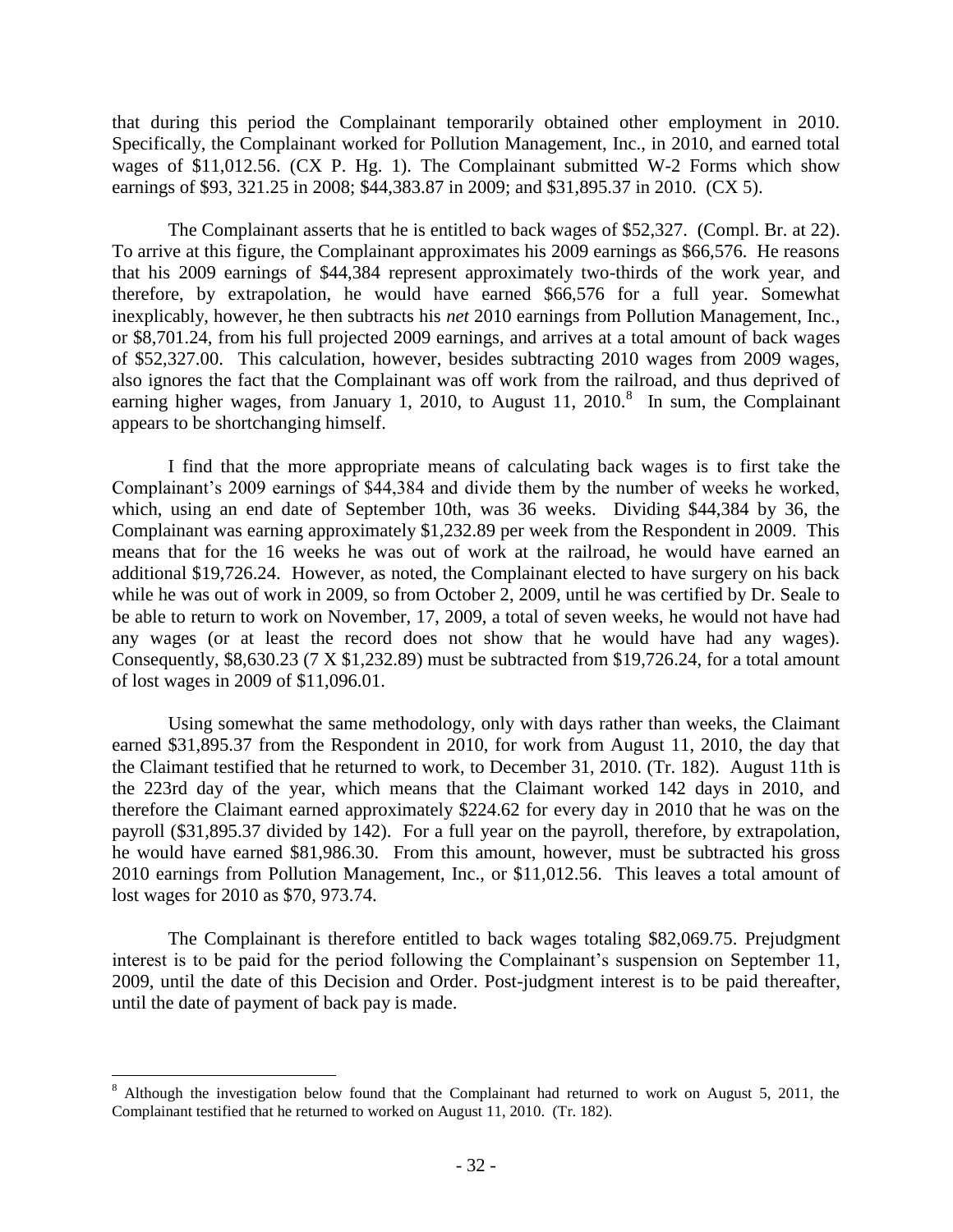that during this period the Complainant temporarily obtained other employment in 2010. Specifically, the Complainant worked for Pollution Management, Inc., in 2010, and earned total wages of $11,012.56. (CX P. Hg. 1). The Complainant submitted W-2 Forms which show earnings of $93, 321.25 in 2008; $44,383.87 in 2009; and $31,895.37 in 2010. (CX 5).

The Complainant asserts that he is entitled to back wages of $52,327. (Compl. Br. at 22). To arrive at this figure, the Complainant approximates his 2009 earnings as $66,576. He reasons that his 2009 earnings of $44,384 represent approximately two-thirds of the work year, and therefore, by extrapolation, he would have earned $66,576 for a full year. Somewhat inexplicably, however, he then subtracts his *net* 2010 earnings from Pollution Management, Inc., or $8,701.24, from his full projected 2009 earnings, and arrives at a total amount of back wages of $52,327.00. This calculation, however, besides subtracting 2010 wages from 2009 wages, also ignores the fact that the Complainant was off work from the railroad, and thus deprived of earning higher wages, from January 1, 2010, to August 11, 2010.[8] In sum, the Complainant appears to be shortchanging himself.

I find that the more appropriate means of calculating back wages is to first take the Complainant's 2009 earnings of $44,384 and divide them by the number of weeks he worked, which, using an end date of September 10th, was 36 weeks. Dividing $44,384 by 36, the Complainant was earning approximately $1,232.89 per week from the Respondent in 2009. This means that for the 16 weeks he was out of work at the railroad, he would have earned an additional $19,726.24. However, as noted, the Complainant elected to have surgery on his back while he was out of work in 2009, so from October 2, 2009, until he was certified by Dr. Seale to be able to return to work on November, 17, 2009, a total of seven weeks, he would not have had any wages (or at least the record does not show that he would have had any wages). Consequently, $8,630.23 (7 X $1,232.89) must be subtracted from $19,726.24, for a total amount of lost wages in 2009 of $11,096.01.

Using somewhat the same methodology, only with days rather than weeks, the Claimant earned $31,895.37 from the Respondent in 2010, for work from August 11, 2010, the day that the Claimant testified that he returned to work, to December 31, 2010. (Tr. 182). August 11th is the 223rd day of the year, which means that the Claimant worked 142 days in 2010, and therefore the Claimant earned approximately $224.62 for every day in 2010 that he was on the payroll ($31,895.37 divided by 142). For a full year on the payroll, therefore, by extrapolation, he would have earned $81,986.30. From this amount, however, must be subtracted his gross 2010 earnings from Pollution Management, Inc., or $11,012.56. This leaves a total amount of lost wages for 2010 as $70, 973.74.

The Complainant is therefore entitled to back wages totaling $82,069.75. Prejudgment interest is to be paid for the period following the Complainant's suspension on September 11, 2009, until the date of this Decision and Order. Post-judgment interest is to be paid thereafter, until the date of payment of back pay is made.

---

[8] Although the investigation below found that the Complainant had returned to work on August 5, 2011, the Complainant testified that he returned to worked on August 11, 2010. (Tr. 182).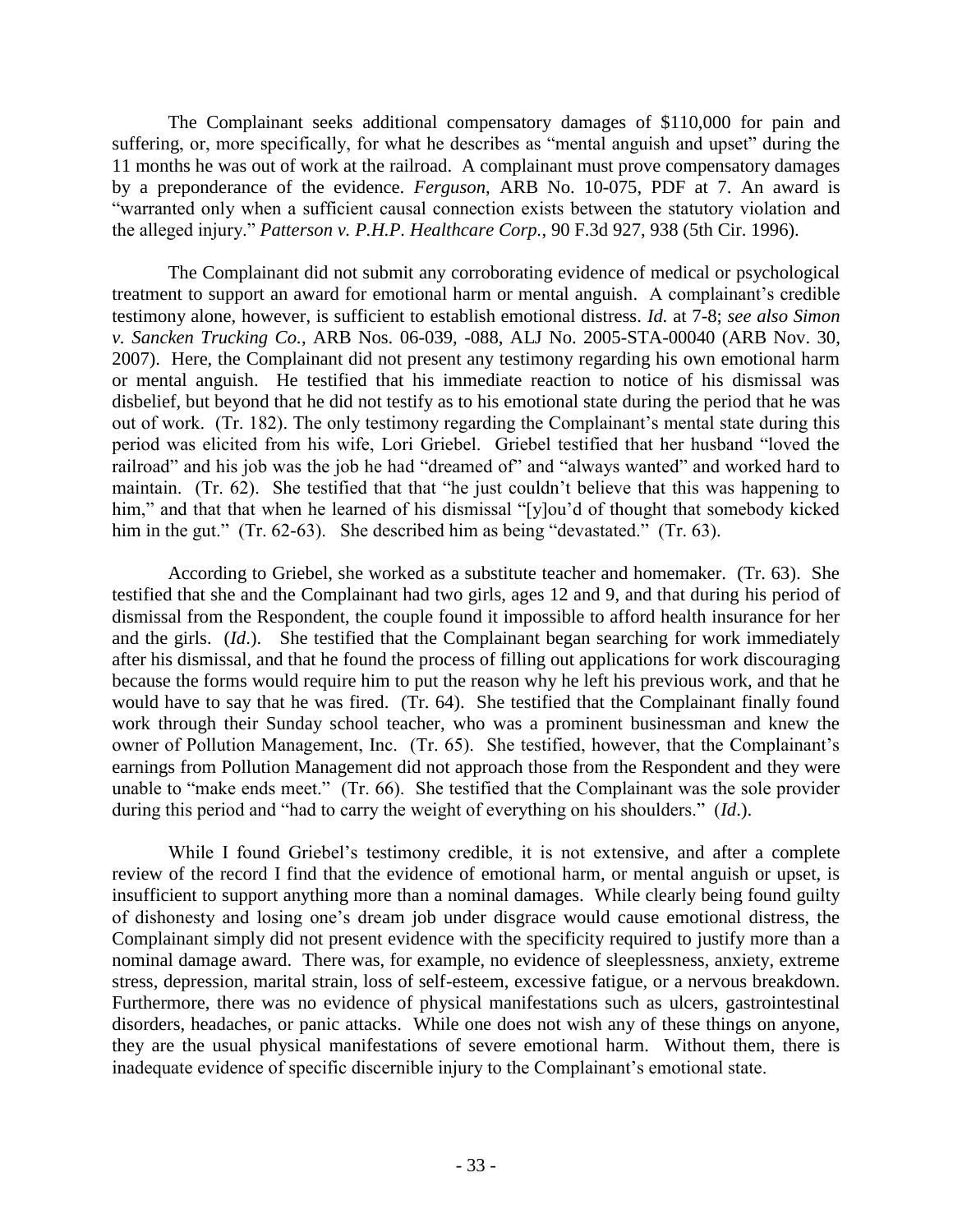The Complainant seeks additional compensatory damages of $110,000 for pain and suffering, or, more specifically, for what he describes as "mental anguish and upset" during the 11 months he was out of work at the railroad. A complainant must prove compensatory damages by a preponderance of the evidence. *Ferguson*, ARB No. 10-075, PDF at 7. An award is "warranted only when a sufficient causal connection exists between the statutory violation and the alleged injury." *Patterson v. P.H.P. Healthcare Corp.*, 90 F.3d 927, 938 (5th Cir. 1996).

The Complainant did not submit any corroborating evidence of medical or psychological treatment to support an award for emotional harm or mental anguish. A complainant's credible testimony alone, however, is sufficient to establish emotional distress. *Id.* at 7-8; *see also Simon v. Sancken Trucking Co.*, ARB Nos. 06-039, -088, ALJ No. 2005-STA-00040 (ARB Nov. 30, 2007). Here, the Complainant did not present any testimony regarding his own emotional harm or mental anguish. He testified that his immediate reaction to notice of his dismissal was disbelief, but beyond that he did not testify as to his emotional state during the period that he was out of work. (Tr. 182). The only testimony regarding the Complainant's mental state during this period was elicited from his wife, Lori Griebel. Griebel testified that her husband "loved the railroad" and his job was the job he had "dreamed of" and "always wanted" and worked hard to maintain. (Tr. 62). She testified that that "he just couldn't believe that this was happening to him," and that that when he learned of his dismissal "[y]ou'd of thought that somebody kicked him in the gut." (Tr. 62-63). She described him as being "devastated." (Tr. 63).

According to Griebel, she worked as a substitute teacher and homemaker. (Tr. 63). She testified that she and the Complainant had two girls, ages 12 and 9, and that during his period of dismissal from the Respondent, the couple found it impossible to afford health insurance for her and the girls. (*Id*.). She testified that the Complainant began searching for work immediately after his dismissal, and that he found the process of filling out applications for work discouraging because the forms would require him to put the reason why he left his previous work, and that he would have to say that he was fired. (Tr. 64). She testified that the Complainant finally found work through their Sunday school teacher, who was a prominent businessman and knew the owner of Pollution Management, Inc. (Tr. 65). She testified, however, that the Complainant's earnings from Pollution Management did not approach those from the Respondent and they were unable to "make ends meet." (Tr. 66). She testified that the Complainant was the sole provider during this period and "had to carry the weight of everything on his shoulders." (*Id*.).

While I found Griebel's testimony credible, it is not extensive, and after a complete review of the record I find that the evidence of emotional harm, or mental anguish or upset, is insufficient to support anything more than a nominal damages. While clearly being found guilty of dishonesty and losing one's dream job under disgrace would cause emotional distress, the Complainant simply did not present evidence with the specificity required to justify more than a nominal damage award. There was, for example, no evidence of sleeplessness, anxiety, extreme stress, depression, marital strain, loss of self-esteem, excessive fatigue, or a nervous breakdown. Furthermore, there was no evidence of physical manifestations such as ulcers, gastrointestinal disorders, headaches, or panic attacks. While one does not wish any of these things on anyone, they are the usual physical manifestations of severe emotional harm. Without them, there is inadequate evidence of specific discernible injury to the Complainant's emotional state.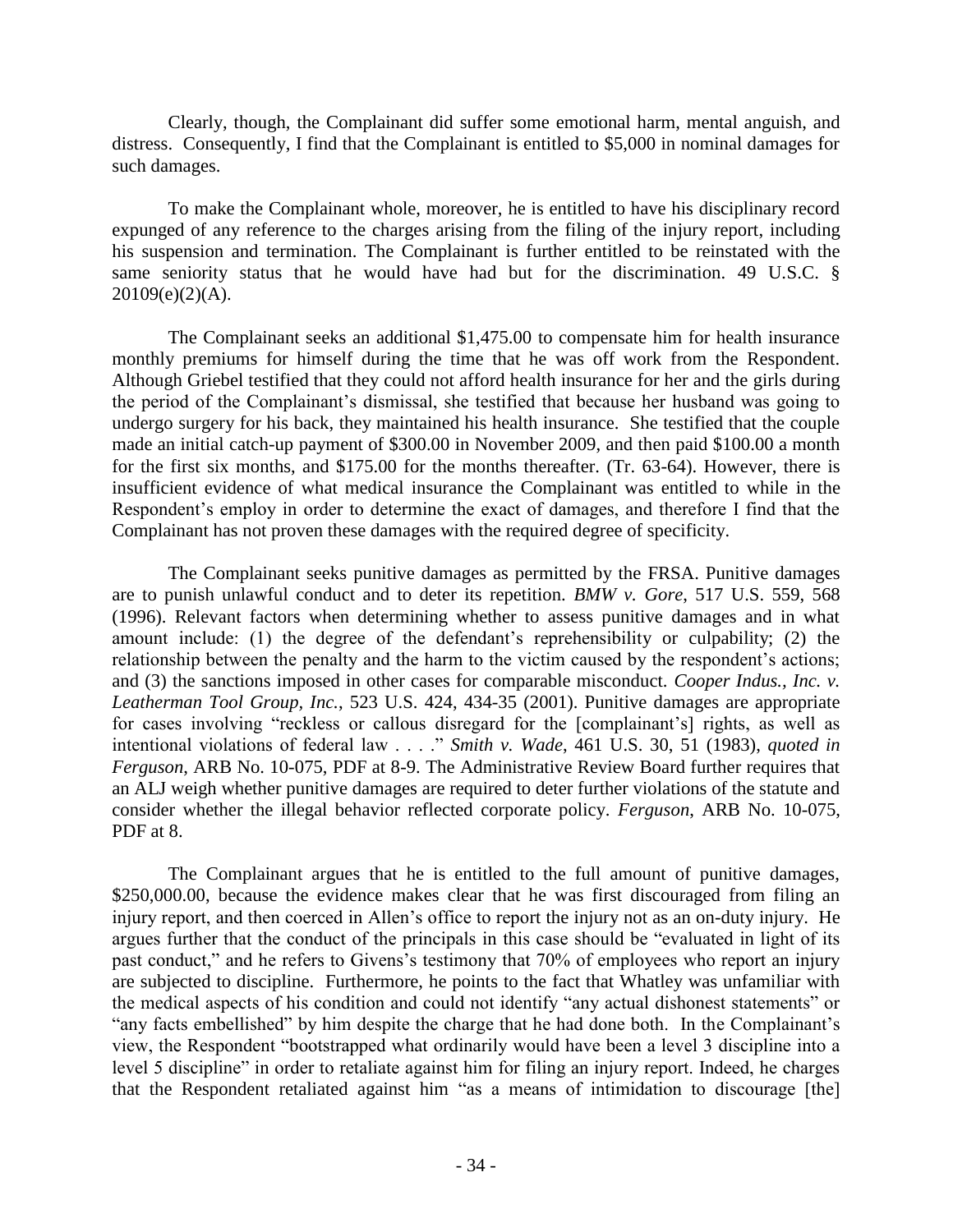Clearly, though, the Complainant did suffer some emotional harm, mental anguish, and distress. Consequently, I find that the Complainant is entitled to $5,000 in nominal damages for such damages.

To make the Complainant whole, moreover, he is entitled to have his disciplinary record expunged of any reference to the charges arising from the filing of the injury report, including his suspension and termination. The Complainant is further entitled to be reinstated with the same seniority status that he would have had but for the discrimination. 49 U.S.C. § 20109(e)(2)(A).

The Complainant seeks an additional $1,475.00 to compensate him for health insurance monthly premiums for himself during the time that he was off work from the Respondent. Although Griebel testified that they could not afford health insurance for her and the girls during the period of the Complainant's dismissal, she testified that because her husband was going to undergo surgery for his back, they maintained his health insurance. She testified that the couple made an initial catch-up payment of $300.00 in November 2009, and then paid $100.00 a month for the first six months, and $175.00 for the months thereafter. (Tr. 63-64). However, there is insufficient evidence of what medical insurance the Complainant was entitled to while in the Respondent's employ in order to determine the exact of damages, and therefore I find that the Complainant has not proven these damages with the required degree of specificity.

The Complainant seeks punitive damages as permitted by the FRSA. Punitive damages are to punish unlawful conduct and to deter its repetition. *BMW v. Gore*, 517 U.S. 559, 568 (1996). Relevant factors when determining whether to assess punitive damages and in what amount include: (1) the degree of the defendant's reprehensibility or culpability; (2) the relationship between the penalty and the harm to the victim caused by the respondent's actions; and (3) the sanctions imposed in other cases for comparable misconduct. *Cooper Indus., Inc. v. Leatherman Tool Group, Inc.*, 523 U.S. 424, 434-35 (2001). Punitive damages are appropriate for cases involving "reckless or callous disregard for the [complainant's] rights, as well as intentional violations of federal law . . . ." *Smith v. Wade*, 461 U.S. 30, 51 (1983), *quoted in Ferguson*, ARB No. 10-075, PDF at 8-9. The Administrative Review Board further requires that an ALJ weigh whether punitive damages are required to deter further violations of the statute and consider whether the illegal behavior reflected corporate policy. *Ferguson*, ARB No. 10-075, PDF at 8.

The Complainant argues that he is entitled to the full amount of punitive damages, $250,000.00, because the evidence makes clear that he was first discouraged from filing an injury report, and then coerced in Allen's office to report the injury not as an on-duty injury. He argues further that the conduct of the principals in this case should be "evaluated in light of its past conduct," and he refers to Givens's testimony that 70% of employees who report an injury are subjected to discipline. Furthermore, he points to the fact that Whatley was unfamiliar with the medical aspects of his condition and could not identify "any actual dishonest statements" or "any facts embellished" by him despite the charge that he had done both. In the Complainant's view, the Respondent "bootstrapped what ordinarily would have been a level 3 discipline into a level 5 discipline" in order to retaliate against him for filing an injury report. Indeed, he charges that the Respondent retaliated against him "as a means of intimidation to discourage [the]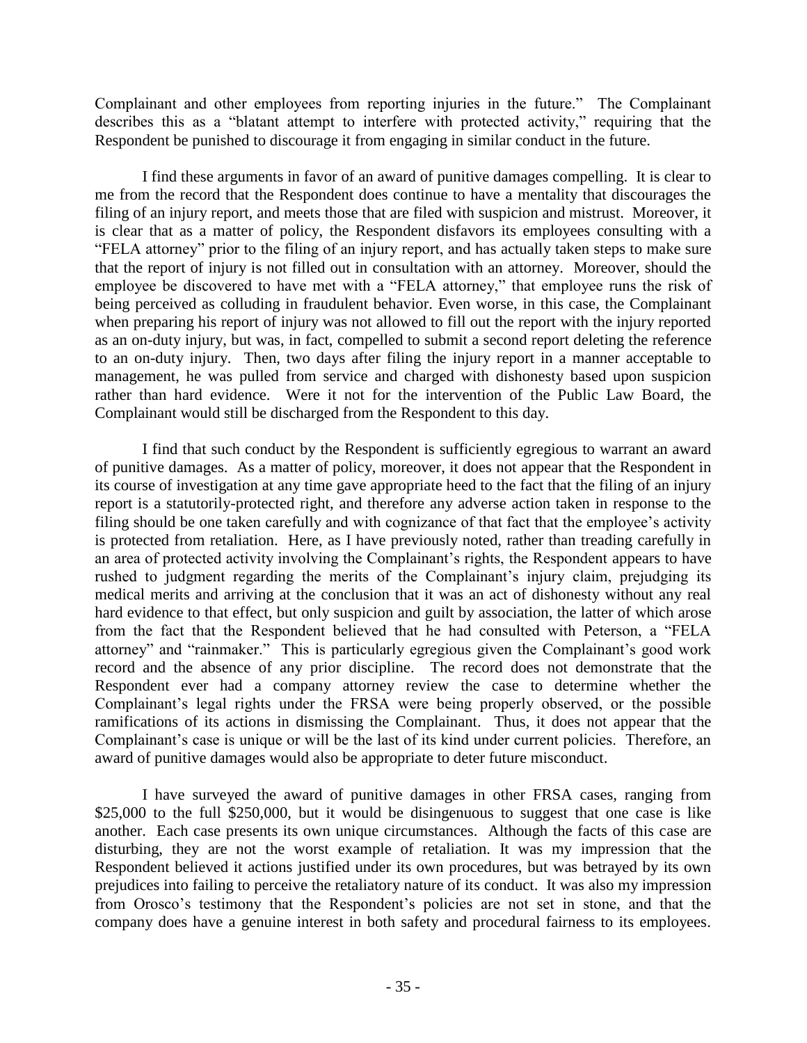Complainant and other employees from reporting injuries in the future." The Complainant describes this as a "blatant attempt to interfere with protected activity," requiring that the Respondent be punished to discourage it from engaging in similar conduct in the future.

I find these arguments in favor of an award of punitive damages compelling. It is clear to me from the record that the Respondent does continue to have a mentality that discourages the filing of an injury report, and meets those that are filed with suspicion and mistrust. Moreover, it is clear that as a matter of policy, the Respondent disfavors its employees consulting with a "FELA attorney" prior to the filing of an injury report, and has actually taken steps to make sure that the report of injury is not filled out in consultation with an attorney. Moreover, should the employee be discovered to have met with a "FELA attorney," that employee runs the risk of being perceived as colluding in fraudulent behavior. Even worse, in this case, the Complainant when preparing his report of injury was not allowed to fill out the report with the injury reported as an on-duty injury, but was, in fact, compelled to submit a second report deleting the reference to an on-duty injury. Then, two days after filing the injury report in a manner acceptable to management, he was pulled from service and charged with dishonesty based upon suspicion rather than hard evidence. Were it not for the intervention of the Public Law Board, the Complainant would still be discharged from the Respondent to this day.

I find that such conduct by the Respondent is sufficiently egregious to warrant an award of punitive damages. As a matter of policy, moreover, it does not appear that the Respondent in its course of investigation at any time gave appropriate heed to the fact that the filing of an injury report is a statutorily-protected right, and therefore any adverse action taken in response to the filing should be one taken carefully and with cognizance of that fact that the employee's activity is protected from retaliation. Here, as I have previously noted, rather than treading carefully in an area of protected activity involving the Complainant's rights, the Respondent appears to have rushed to judgment regarding the merits of the Complainant's injury claim, prejudging its medical merits and arriving at the conclusion that it was an act of dishonesty without any real hard evidence to that effect, but only suspicion and guilt by association, the latter of which arose from the fact that the Respondent believed that he had consulted with Peterson, a "FELA attorney" and "rainmaker." This is particularly egregious given the Complainant's good work record and the absence of any prior discipline. The record does not demonstrate that the Respondent ever had a company attorney review the case to determine whether the Complainant's legal rights under the FRSA were being properly observed, or the possible ramifications of its actions in dismissing the Complainant. Thus, it does not appear that the Complainant's case is unique or will be the last of its kind under current policies. Therefore, an award of punitive damages would also be appropriate to deter future misconduct.

I have surveyed the award of punitive damages in other FRSA cases, ranging from \$25,000 to the full \$250,000, but it would be disingenuous to suggest that one case is like another. Each case presents its own unique circumstances. Although the facts of this case are disturbing, they are not the worst example of retaliation. It was my impression that the Respondent believed it actions justified under its own procedures, but was betrayed by its own prejudices into failing to perceive the retaliatory nature of its conduct. It was also my impression from Orosco's testimony that the Respondent's policies are not set in stone, and that the company does have a genuine interest in both safety and procedural fairness to its employees.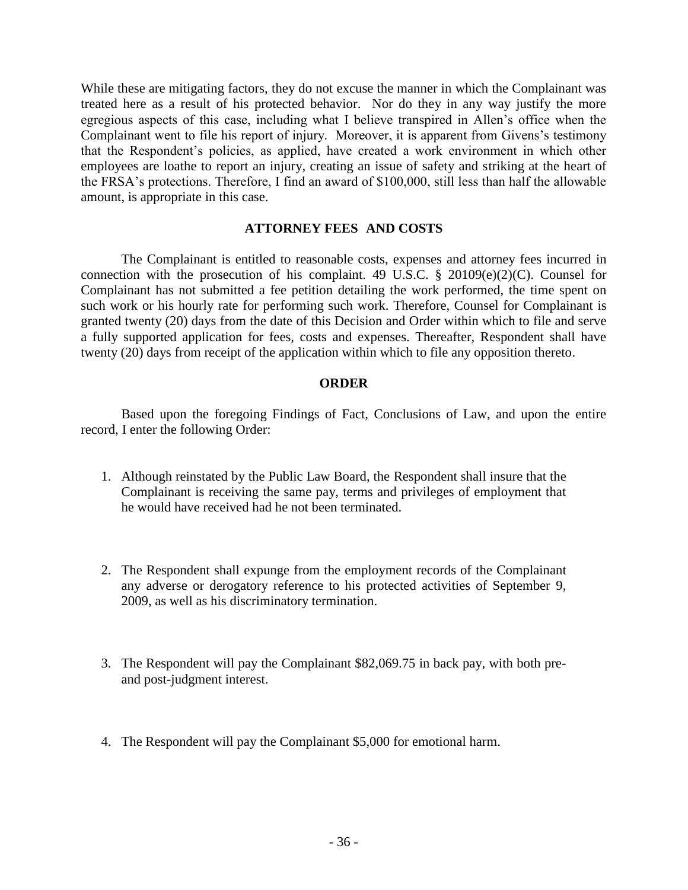While these are mitigating factors, they do not excuse the manner in which the Complainant was treated here as a result of his protected behavior. Nor do they in any way justify the more egregious aspects of this case, including what I believe transpired in Allen's office when the Complainant went to file his report of injury. Moreover, it is apparent from Givens's testimony that the Respondent's policies, as applied, have created a work environment in which other employees are loathe to report an injury, creating an issue of safety and striking at the heart of the FRSA's protections. Therefore, I find an award of $100,000, still less than half the allowable amount, is appropriate in this case.

## ATTORNEY FEES AND COSTS

The Complainant is entitled to reasonable costs, expenses and attorney fees incurred in connection with the prosecution of his complaint. 49 U.S.C. § 20109(e)(2)(C). Counsel for Complainant has not submitted a fee petition detailing the work performed, the time spent on such work or his hourly rate for performing such work. Therefore, Counsel for Complainant is granted twenty (20) days from the date of this Decision and Order within which to file and serve a fully supported application for fees, costs and expenses. Thereafter, Respondent shall have twenty (20) days from receipt of the application within which to file any opposition thereto.

## ORDER

Based upon the foregoing Findings of Fact, Conclusions of Law, and upon the entire record, I enter the following Order:

1. Although reinstated by the Public Law Board, the Respondent shall insure that the Complainant is receiving the same pay, terms and privileges of employment that he would have received had he not been terminated.

2. The Respondent shall expunge from the employment records of the Complainant any adverse or derogatory reference to his protected activities of September 9, 2009, as well as his discriminatory termination.

3. The Respondent will pay the Complainant $82,069.75 in back pay, with both pre- and post-judgment interest.

4. The Respondent will pay the Complainant $5,000 for emotional harm.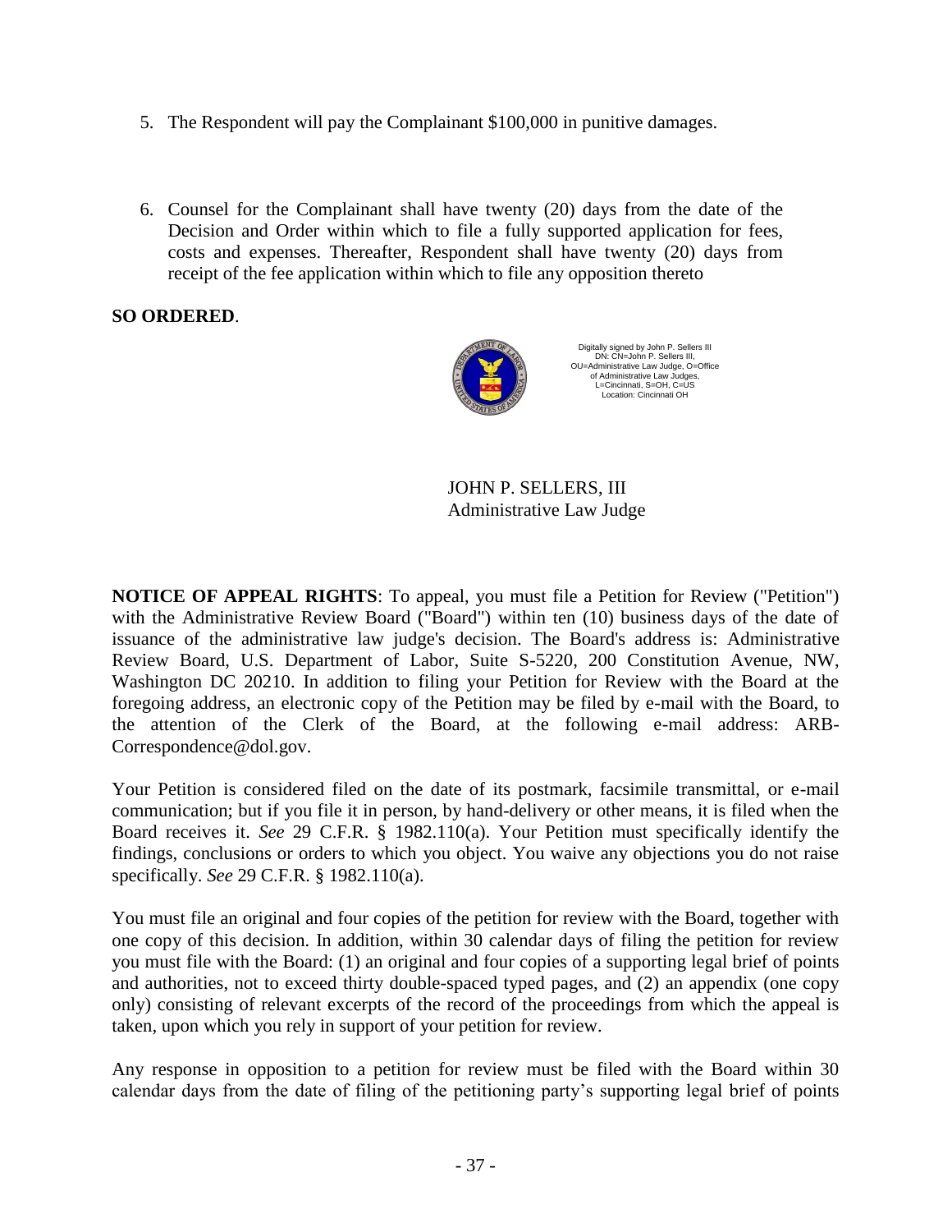5. The Respondent will pay the Complainant $100,000 in punitive damages.

6. Counsel for the Complainant shall have twenty (20) days from the date of the Decision and Order within which to file a fully supported application for fees, costs and expenses. Thereafter, Respondent shall have twenty (20) days from receipt of the fee application within which to file any opposition thereto

**SO ORDERED**.

Digitally signed by John P. Sellers III
DN: CN=John P. Sellers III, OU=Administrative Law Judge, O=Office of Administrative Law Judges, L=Cincinnati, S=OH, C=US
Location: Cincinnati OH

JOHN P. SELLERS, III
Administrative Law Judge

**NOTICE OF APPEAL RIGHTS**: To appeal, you must file a Petition for Review ("Petition") with the Administrative Review Board ("Board") within ten (10) business days of the date of issuance of the administrative law judge's decision. The Board's address is: Administrative Review Board, U.S. Department of Labor, Suite S-5220, 200 Constitution Avenue, NW, Washington DC 20210. In addition to filing your Petition for Review with the Board at the foregoing address, an electronic copy of the Petition may be filed by e-mail with the Board, to the attention of the Clerk of the Board, at the following e-mail address: ARB-Correspondence@dol.gov.

Your Petition is considered filed on the date of its postmark, facsimile transmittal, or e-mail communication; but if you file it in person, by hand-delivery or other means, it is filed when the Board receives it. *See* 29 C.F.R. § 1982.110(a). Your Petition must specifically identify the findings, conclusions or orders to which you object. You waive any objections you do not raise specifically. *See* 29 C.F.R. § 1982.110(a).

You must file an original and four copies of the petition for review with the Board, together with one copy of this decision. In addition, within 30 calendar days of filing the petition for review you must file with the Board: (1) an original and four copies of a supporting legal brief of points and authorities, not to exceed thirty double-spaced typed pages, and (2) an appendix (one copy only) consisting of relevant excerpts of the record of the proceedings from which the appeal is taken, upon which you rely in support of your petition for review.

Any response in opposition to a petition for review must be filed with the Board within 30 calendar days from the date of filing of the petitioning party's supporting legal brief of points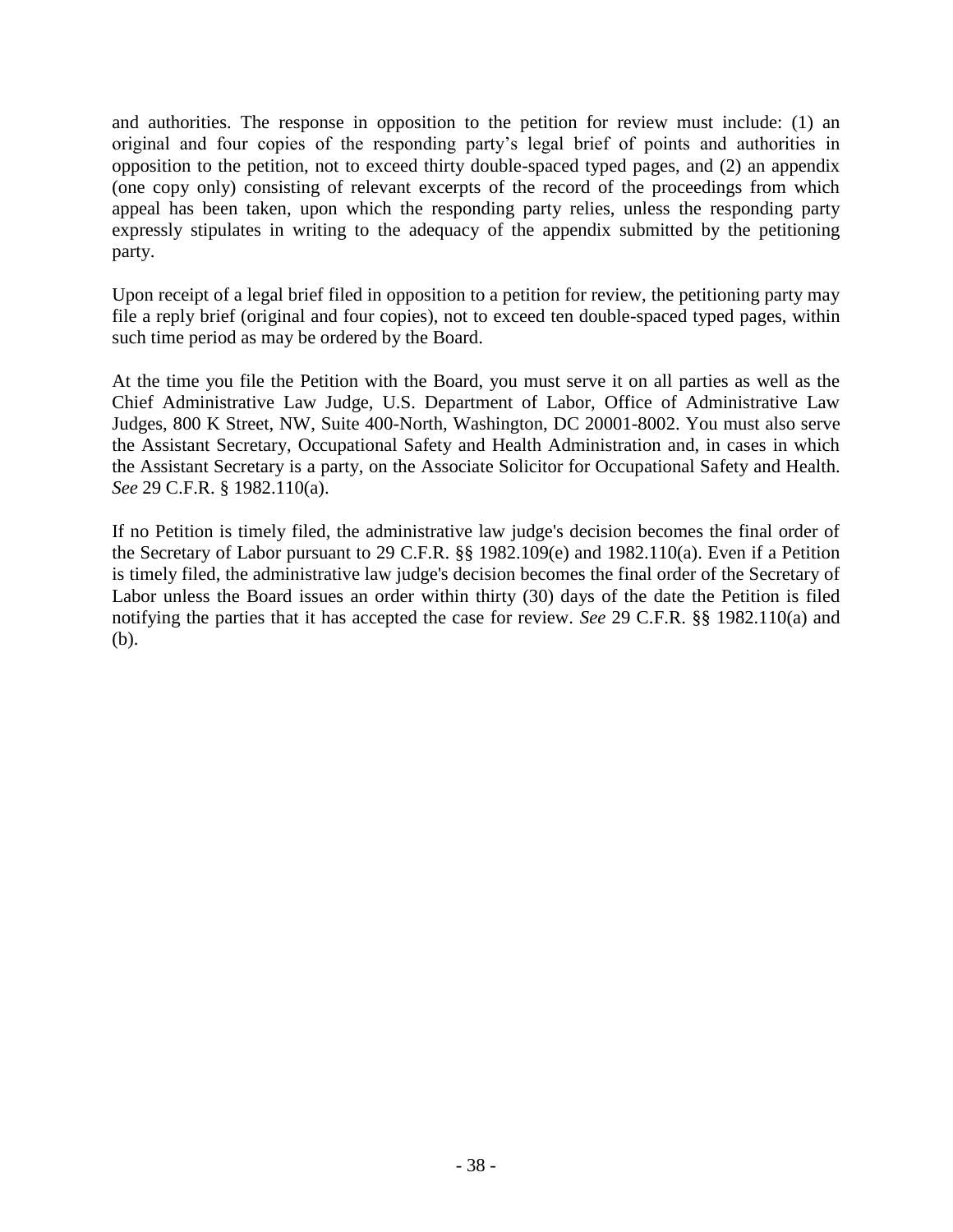and authorities. The response in opposition to the petition for review must include: (1) an original and four copies of the responding party's legal brief of points and authorities in opposition to the petition, not to exceed thirty double-spaced typed pages, and (2) an appendix (one copy only) consisting of relevant excerpts of the record of the proceedings from which appeal has been taken, upon which the responding party relies, unless the responding party expressly stipulates in writing to the adequacy of the appendix submitted by the petitioning party.

Upon receipt of a legal brief filed in opposition to a petition for review, the petitioning party may file a reply brief (original and four copies), not to exceed ten double-spaced typed pages, within such time period as may be ordered by the Board.

At the time you file the Petition with the Board, you must serve it on all parties as well as the Chief Administrative Law Judge, U.S. Department of Labor, Office of Administrative Law Judges, 800 K Street, NW, Suite 400-North, Washington, DC 20001-8002. You must also serve the Assistant Secretary, Occupational Safety and Health Administration and, in cases in which the Assistant Secretary is a party, on the Associate Solicitor for Occupational Safety and Health. *See* 29 C.F.R. § 1982.110(a).

If no Petition is timely filed, the administrative law judge's decision becomes the final order of the Secretary of Labor pursuant to 29 C.F.R. §§ 1982.109(e) and 1982.110(a). Even if a Petition is timely filed, the administrative law judge's decision becomes the final order of the Secretary of Labor unless the Board issues an order within thirty (30) days of the date the Petition is filed notifying the parties that it has accepted the case for review. *See* 29 C.F.R. §§ 1982.110(a) and (b).